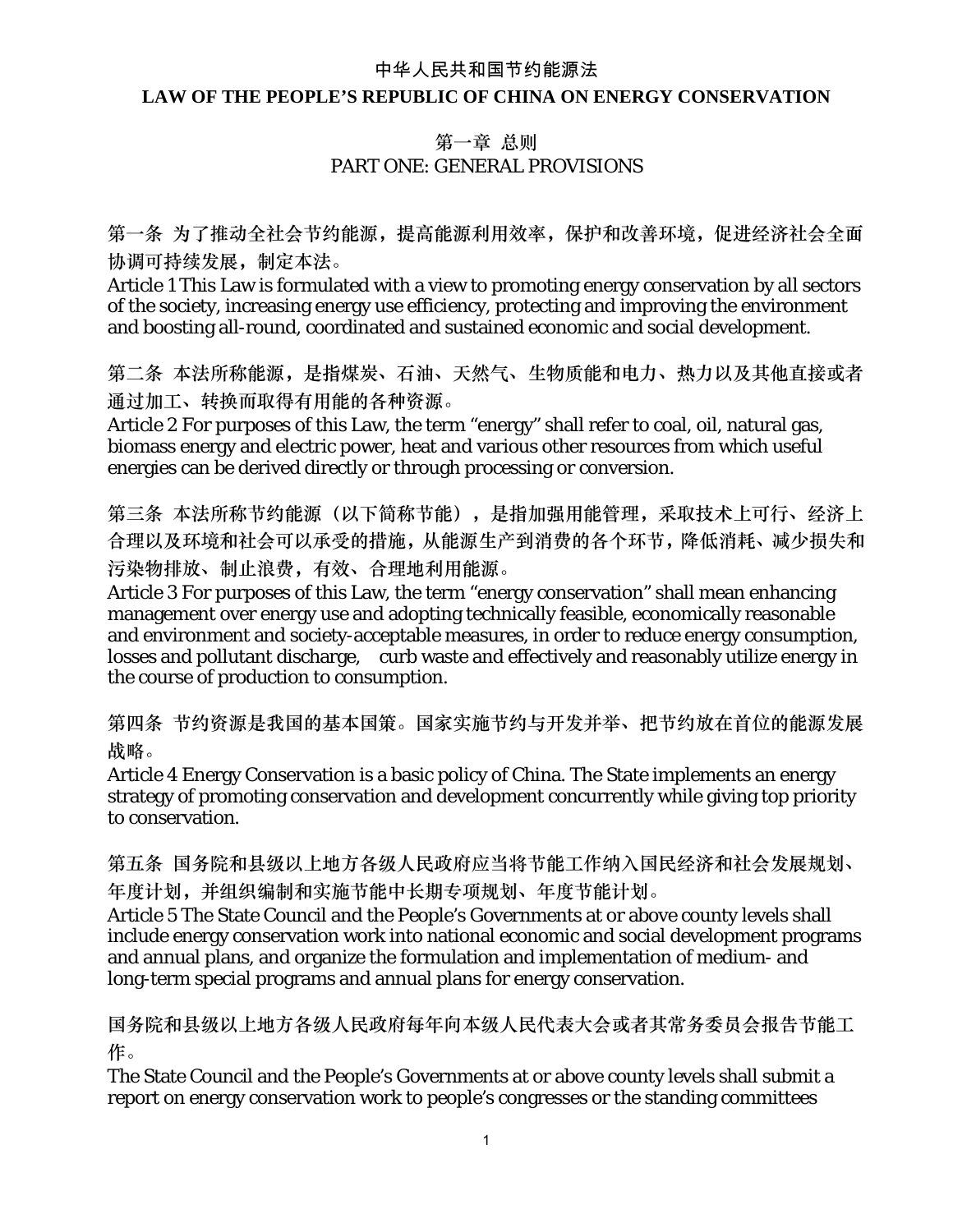# 中华人民共和国节约能源法

# LAW OF THE PEOPLE'S REPUBLIC OF CHINA ON ENERGY CONSERVATION

## 第一章 总则
## PART ONE: GENERAL PROVISIONS

第一条 为了推动全社会节约能源，提高能源利用效率，保护和改善环境，促进经济社会全面协调可持续发展，制定本法。

Article 1 This Law is formulated with a view to promoting energy conservation by all sectors of the society, increasing energy use efficiency, protecting and improving the environment and boosting all-round, coordinated and sustained economic and social development.

第二条 本法所称能源，是指煤炭、石油、天然气、生物质能和电力、热力以及其他直接或者通过加工、转换而取得有用能的各种资源。

Article 2 For purposes of this Law, the term "energy" shall refer to coal, oil, natural gas, biomass energy and electric power, heat and various other resources from which useful energies can be derived directly or through processing or conversion.

第三条 本法所称节约能源（以下简称节能），是指加强用能管理，采取技术上可行、经济上合理以及环境和社会可以承受的措施，从能源生产到消费的各个环节，降低消耗、减少损失和污染物排放、制止浪费，有效、合理地利用能源。

Article 3 For purposes of this Law, the term "energy conservation" shall mean enhancing management over energy use and adopting technically feasible, economically reasonable and environment and society-acceptable measures, in order to reduce energy consumption, losses and pollutant discharge, curb waste and effectively and reasonably utilize energy in the course of production to consumption.

第四条 节约资源是我国的基本国策。国家实施节约与开发并举、把节约放在首位的能源发展战略。

Article 4 Energy Conservation is a basic policy of China. The State implements an energy strategy of promoting conservation and development concurrently while giving top priority to conservation.

第五条 国务院和县级以上地方各级人民政府应当将节能工作纳入国民经济和社会发展规划、年度计划，并组织编制和实施节能中长期专项规划、年度节能计划。

Article 5 The State Council and the People's Governments at or above county levels shall include energy conservation work into national economic and social development programs and annual plans, and organize the formulation and implementation of medium- and long-term special programs and annual plans for energy conservation.

国务院和县级以上地方各级人民政府每年向本级人民代表大会或者其常务委员会报告节能工作。

The State Council and the People's Governments at or above county levels shall submit a report on energy conservation work to people's congresses or the standing committees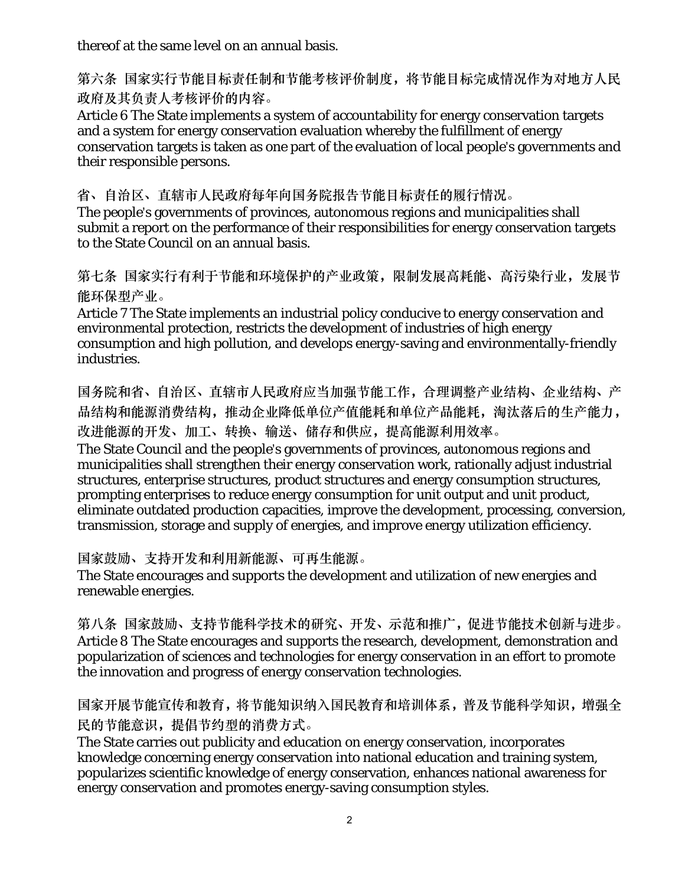thereof at the same level on an annual basis.

第六条 国家实行节能目标责任制和节能考核评价制度，将节能目标完成情况作为对地方人民政府及其负责人考核评价的内容。
Article 6 The State implements a system of accountability for energy conservation targets and a system for energy conservation evaluation whereby the fulfillment of energy conservation targets is taken as one part of the evaluation of local people's governments and their responsible persons.

省、自治区、直辖市人民政府每年向国务院报告节能目标责任的履行情况。
The people's governments of provinces, autonomous regions and municipalities shall submit a report on the performance of their responsibilities for energy conservation targets to the State Council on an annual basis.

第七条 国家实行有利于节能和环境保护的产业政策，限制发展高耗能、高污染行业，发展节能环保型产业。
Article 7 The State implements an industrial policy conducive to energy conservation and environmental protection, restricts the development of industries of high energy consumption and high pollution, and develops energy-saving and environmentally-friendly industries.

国务院和省、自治区、直辖市人民政府应当加强节能工作，合理调整产业结构、企业结构、产品结构和能源消费结构，推动企业降低单位产值能耗和单位产品能耗，淘汰落后的生产能力，改进能源的开发、加工、转换、输送、储存和供应，提高能源利用效率。
The State Council and the people's governments of provinces, autonomous regions and municipalities shall strengthen their energy conservation work, rationally adjust industrial structures, enterprise structures, product structures and energy consumption structures, prompting enterprises to reduce energy consumption for unit output and unit product, eliminate outdated production capacities, improve the development, processing, conversion, transmission, storage and supply of energies, and improve energy utilization efficiency.

国家鼓励、支持开发和利用新能源、可再生能源。
The State encourages and supports the development and utilization of new energies and renewable energies.

第八条 国家鼓励、支持节能科学技术的研究、开发、示范和推广，促进节能技术创新与进步。
Article 8 The State encourages and supports the research, development, demonstration and popularization of sciences and technologies for energy conservation in an effort to promote the innovation and progress of energy conservation technologies.

国家开展节能宣传和教育，将节能知识纳入国民教育和培训体系，普及节能科学知识，增强全民的节能意识，提倡节约型的消费方式。
The State carries out publicity and education on energy conservation, incorporates knowledge concerning energy conservation into national education and training system, popularizes scientific knowledge of energy conservation, enhances national awareness for energy conservation and promotes energy-saving consumption styles.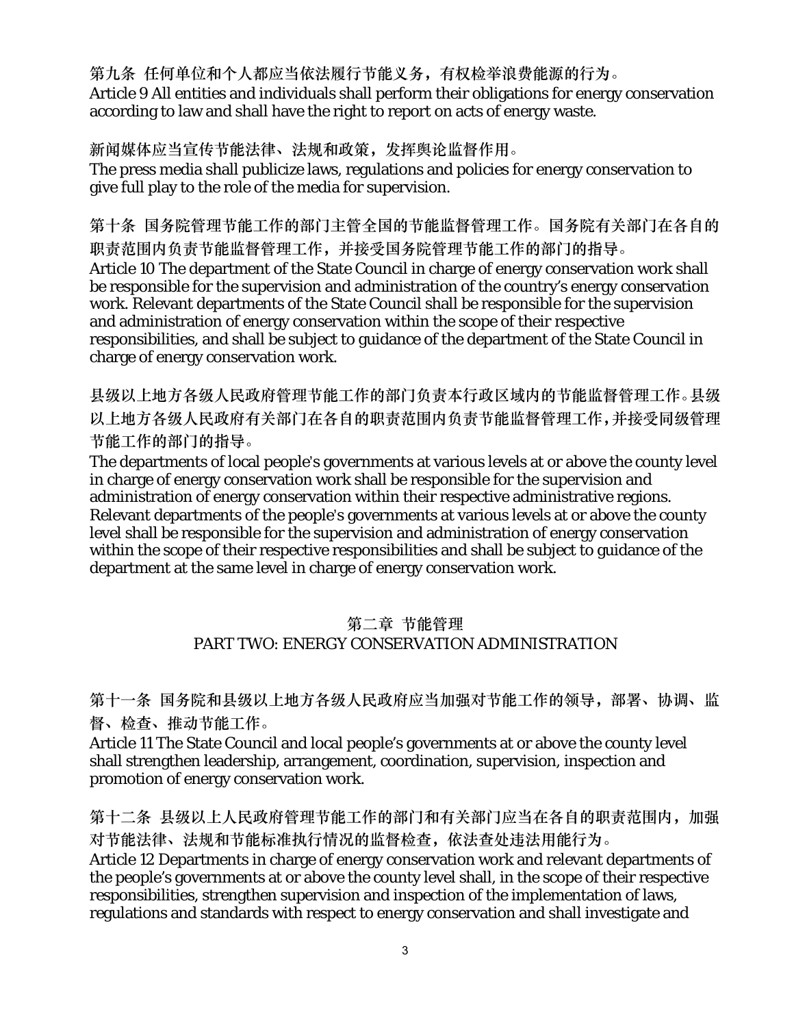第九条 任何单位和个人都应当依法履行节能义务，有权检举浪费能源的行为。
Article 9 All entities and individuals shall perform their obligations for energy conservation according to law and shall have the right to report on acts of energy waste.

新闻媒体应当宣传节能法律、法规和政策，发挥舆论监督作用。
The press media shall publicize laws, regulations and policies for energy conservation to give full play to the role of the media for supervision.

第十条 国务院管理节能工作的部门主管全国的节能监督管理工作。国务院有关部门在各自的职责范围内负责节能监督管理工作，并接受国务院管理节能工作的部门的指导。
Article 10 The department of the State Council in charge of energy conservation work shall be responsible for the supervision and administration of the country's energy conservation work. Relevant departments of the State Council shall be responsible for the supervision and administration of energy conservation within the scope of their respective responsibilities, and shall be subject to guidance of the department of the State Council in charge of energy conservation work.

县级以上地方各级人民政府管理节能工作的部门负责本行政区域内的节能监督管理工作。县级以上地方各级人民政府有关部门在各自的职责范围内负责节能监督管理工作，并接受同级管理节能工作的部门的指导。
The departments of local people's governments at various levels at or above the county level in charge of energy conservation work shall be responsible for the supervision and administration of energy conservation within their respective administrative regions. Relevant departments of the people's governments at various levels at or above the county level shall be responsible for the supervision and administration of energy conservation within the scope of their respective responsibilities and shall be subject to guidance of the department at the same level in charge of energy conservation work.

## 第二章 节能管理
## PART TWO: ENERGY CONSERVATION ADMINISTRATION

第十一条 国务院和县级以上地方各级人民政府应当加强对节能工作的领导，部署、协调、监督、检查、推动节能工作。
Article 11 The State Council and local people's governments at or above the county level shall strengthen leadership, arrangement, coordination, supervision, inspection and promotion of energy conservation work.

第十二条 县级以上人民政府管理节能工作的部门和有关部门应当在各自的职责范围内，加强对节能法律、法规和节能标准执行情况的监督检查，依法查处违法用能行为。
Article 12 Departments in charge of energy conservation work and relevant departments of the people's governments at or above the county level shall, in the scope of their respective responsibilities, strengthen supervision and inspection of the implementation of laws, regulations and standards with respect to energy conservation and shall investigate and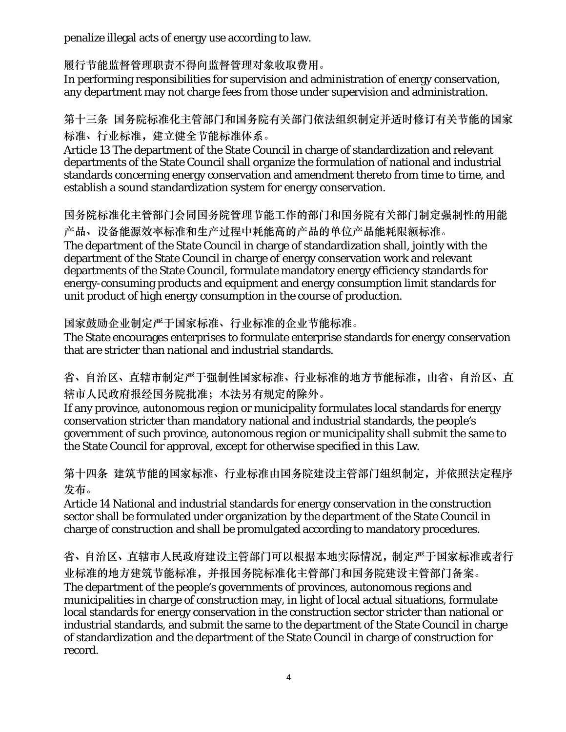penalize illegal acts of energy use according to law.

履行节能监督管理职责不得向监督管理对象收取费用。
In performing responsibilities for supervision and administration of energy conservation, any department may not charge fees from those under supervision and administration.

第十三条 国务院标准化主管部门和国务院有关部门依法组织制定并适时修订有关节能的国家标准、行业标准，建立健全节能标准体系。
Article 13 The department of the State Council in charge of standardization and relevant departments of the State Council shall organize the formulation of national and industrial standards concerning energy conservation and amendment thereto from time to time, and establish a sound standardization system for energy conservation.

国务院标准化主管部门会同国务院管理节能工作的部门和国务院有关部门制定强制性的用能产品、设备能源效率标准和生产过程中耗能高的产品的单位产品能耗限额标准。
The department of the State Council in charge of standardization shall, jointly with the department of the State Council in charge of energy conservation work and relevant departments of the State Council, formulate mandatory energy efficiency standards for energy-consuming products and equipment and energy consumption limit standards for unit product of high energy consumption in the course of production.

国家鼓励企业制定严于国家标准、行业标准的企业节能标准。
The State encourages enterprises to formulate enterprise standards for energy conservation that are stricter than national and industrial standards.

省、自治区、直辖市制定严于强制性国家标准、行业标准的地方节能标准，由省、自治区、直辖市人民政府报经国务院批准；本法另有规定的除外。
If any province, autonomous region or municipality formulates local standards for energy conservation stricter than mandatory national and industrial standards, the people's government of such province, autonomous region or municipality shall submit the same to the State Council for approval, except for otherwise specified in this Law.

第十四条 建筑节能的国家标准、行业标准由国务院建设主管部门组织制定，并依照法定程序发布。
Article 14 National and industrial standards for energy conservation in the construction sector shall be formulated under organization by the department of the State Council in charge of construction and shall be promulgated according to mandatory procedures.

省、自治区、直辖市人民政府建设主管部门可以根据本地实际情况，制定严于国家标准或者行业标准的地方建筑节能标准，并报国务院标准化主管部门和国务院建设主管部门备案。
The department of the people's governments of provinces, autonomous regions and municipalities in charge of construction may, in light of local actual situations, formulate local standards for energy conservation in the construction sector stricter than national or industrial standards, and submit the same to the department of the State Council in charge of standardization and the department of the State Council in charge of construction for record.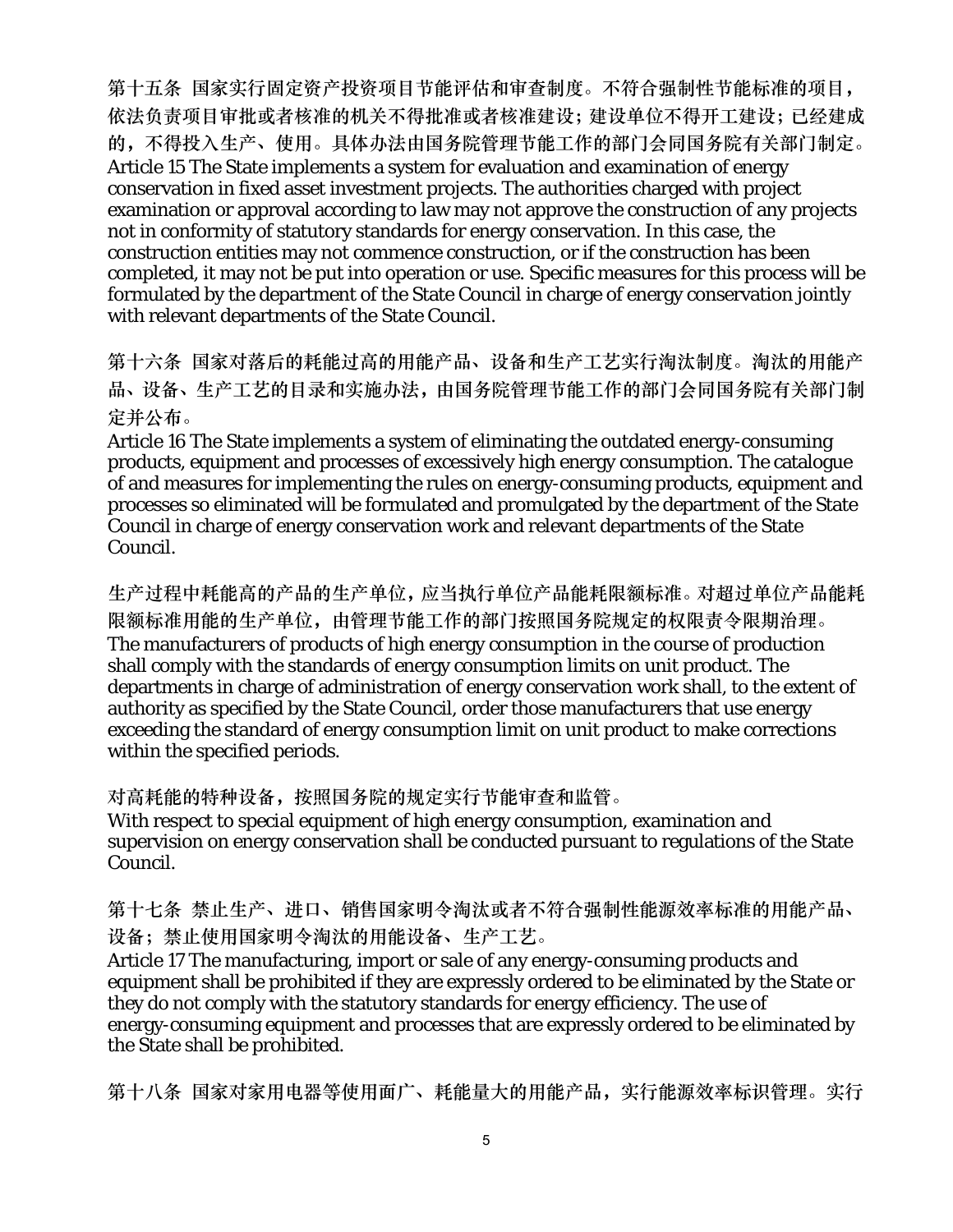第十五条 国家实行固定资产投资项目节能评估和审查制度。不符合强制性节能标准的项目，依法负责项目审批或者核准的机关不得批准或者核准建设；建设单位不得开工建设；已经建成的，不得投入生产、使用。具体办法由国务院管理节能工作的部门会同国务院有关部门制定。
Article 15 The State implements a system for evaluation and examination of energy conservation in fixed asset investment projects. The authorities charged with project examination or approval according to law may not approve the construction of any projects not in conformity of statutory standards for energy conservation. In this case, the construction entities may not commence construction, or if the construction has been completed, it may not be put into operation or use. Specific measures for this process will be formulated by the department of the State Council in charge of energy conservation jointly with relevant departments of the State Council.

第十六条 国家对落后的耗能过高的用能产品、设备和生产工艺实行淘汰制度。淘汰的用能产品、设备、生产工艺的目录和实施办法，由国务院管理节能工作的部门会同国务院有关部门制定并公布。
Article 16 The State implements a system of eliminating the outdated energy-consuming products, equipment and processes of excessively high energy consumption. The catalogue of and measures for implementing the rules on energy-consuming products, equipment and processes so eliminated will be formulated and promulgated by the department of the State Council in charge of energy conservation work and relevant departments of the State Council.

生产过程中耗能高的产品的生产单位，应当执行单位产品能耗限额标准。对超过单位产品能耗限额标准用能的生产单位，由管理节能工作的部门按照国务院规定的权限责令限期治理。
The manufacturers of products of high energy consumption in the course of production shall comply with the standards of energy consumption limits on unit product. The departments in charge of administration of energy conservation work shall, to the extent of authority as specified by the State Council, order those manufacturers that use energy exceeding the standard of energy consumption limit on unit product to make corrections within the specified periods.

对高耗能的特种设备，按照国务院的规定实行节能审查和监管。
With respect to special equipment of high energy consumption, examination and supervision on energy conservation shall be conducted pursuant to regulations of the State Council.

第十七条 禁止生产、进口、销售国家明令淘汰或者不符合强制性能源效率标准的用能产品、设备；禁止使用国家明令淘汰的用能设备、生产工艺。
Article 17 The manufacturing, import or sale of any energy-consuming products and equipment shall be prohibited if they are expressly ordered to be eliminated by the State or they do not comply with the statutory standards for energy efficiency. The use of energy-consuming equipment and processes that are expressly ordered to be eliminated by the State shall be prohibited.

第十八条 国家对家用电器等使用面广、耗能量大的用能产品，实行能源效率标识管理。实行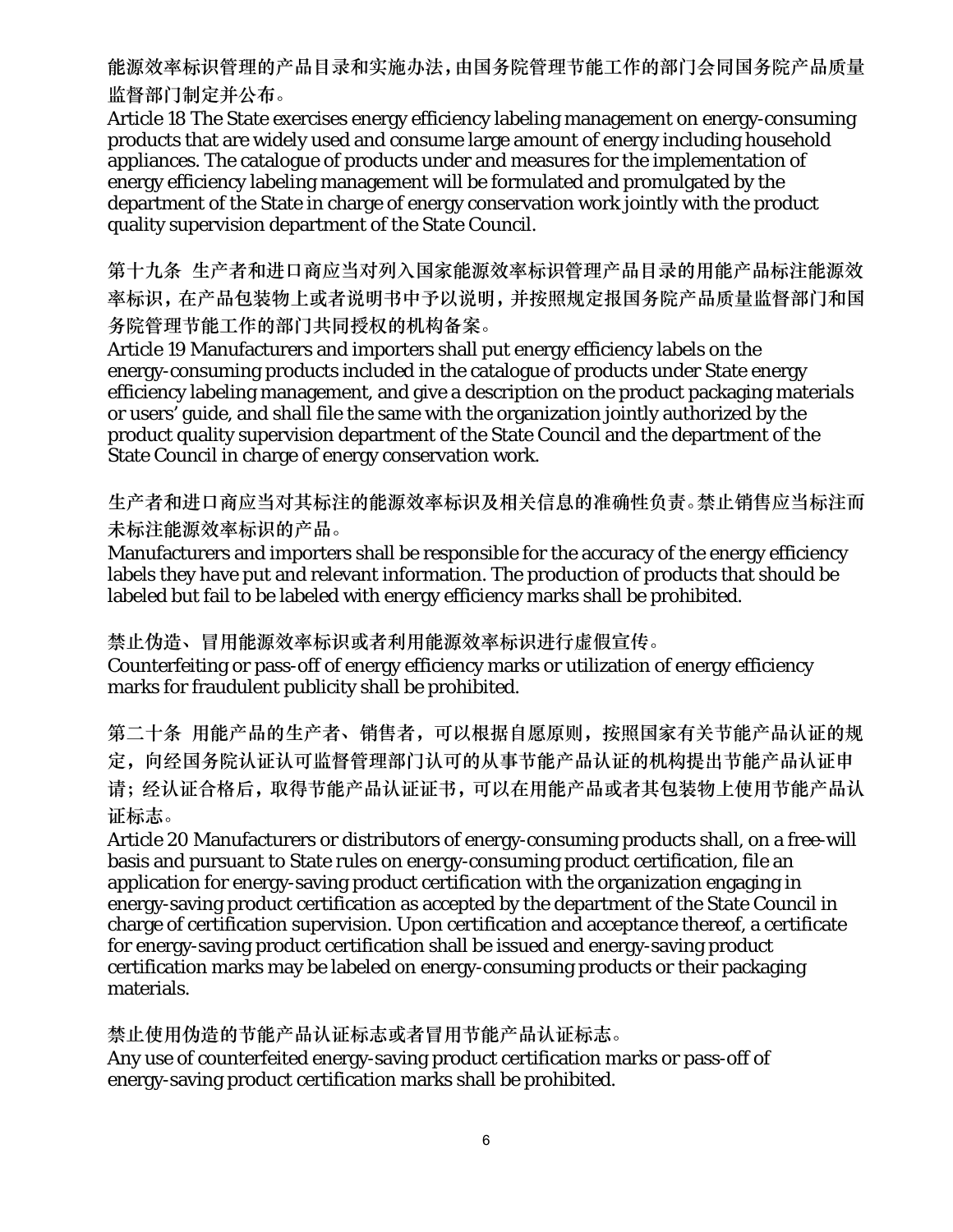能源效率标识管理的产品目录和实施办法，由国务院管理节能工作的部门会同国务院产品质量监督部门制定并公布。

Article 18 The State exercises energy efficiency labeling management on energy-consuming products that are widely used and consume large amount of energy including household appliances. The catalogue of products under and measures for the implementation of energy efficiency labeling management will be formulated and promulgated by the department of the State in charge of energy conservation work jointly with the product quality supervision department of the State Council.

第十九条 生产者和进口商应当对列入国家能源效率标识管理产品目录的用能产品标注能源效率标识，在产品包装物上或者说明书中予以说明，并按照规定报国务院产品质量监督部门和国务院管理节能工作的部门共同授权的机构备案。

Article 19 Manufacturers and importers shall put energy efficiency labels on the energy-consuming products included in the catalogue of products under State energy efficiency labeling management, and give a description on the product packaging materials or users' guide, and shall file the same with the organization jointly authorized by the product quality supervision department of the State Council and the department of the State Council in charge of energy conservation work.

生产者和进口商应当对其标注的能源效率标识及相关信息的准确性负责。禁止销售应当标注而未标注能源效率标识的产品。

Manufacturers and importers shall be responsible for the accuracy of the energy efficiency labels they have put and relevant information. The production of products that should be labeled but fail to be labeled with energy efficiency marks shall be prohibited.

禁止伪造、冒用能源效率标识或者利用能源效率标识进行虚假宣传。

Counterfeiting or pass-off of energy efficiency marks or utilization of energy efficiency marks for fraudulent publicity shall be prohibited.

第二十条 用能产品的生产者、销售者，可以根据自愿原则，按照国家有关节能产品认证的规定，向经国务院认证认可监督管理部门认可的从事节能产品认证的机构提出节能产品认证申请；经认证合格后，取得节能产品认证证书，可以在用能产品或者其包装物上使用节能产品认证标志。

Article 20 Manufacturers or distributors of energy-consuming products shall, on a free-will basis and pursuant to State rules on energy-consuming product certification, file an application for energy-saving product certification with the organization engaging in energy-saving product certification as accepted by the department of the State Council in charge of certification supervision. Upon certification and acceptance thereof, a certificate for energy-saving product certification shall be issued and energy-saving product certification marks may be labeled on energy-consuming products or their packaging materials.

禁止使用伪造的节能产品认证标志或者冒用节能产品认证标志。

Any use of counterfeited energy-saving product certification marks or pass-off of energy-saving product certification marks shall be prohibited.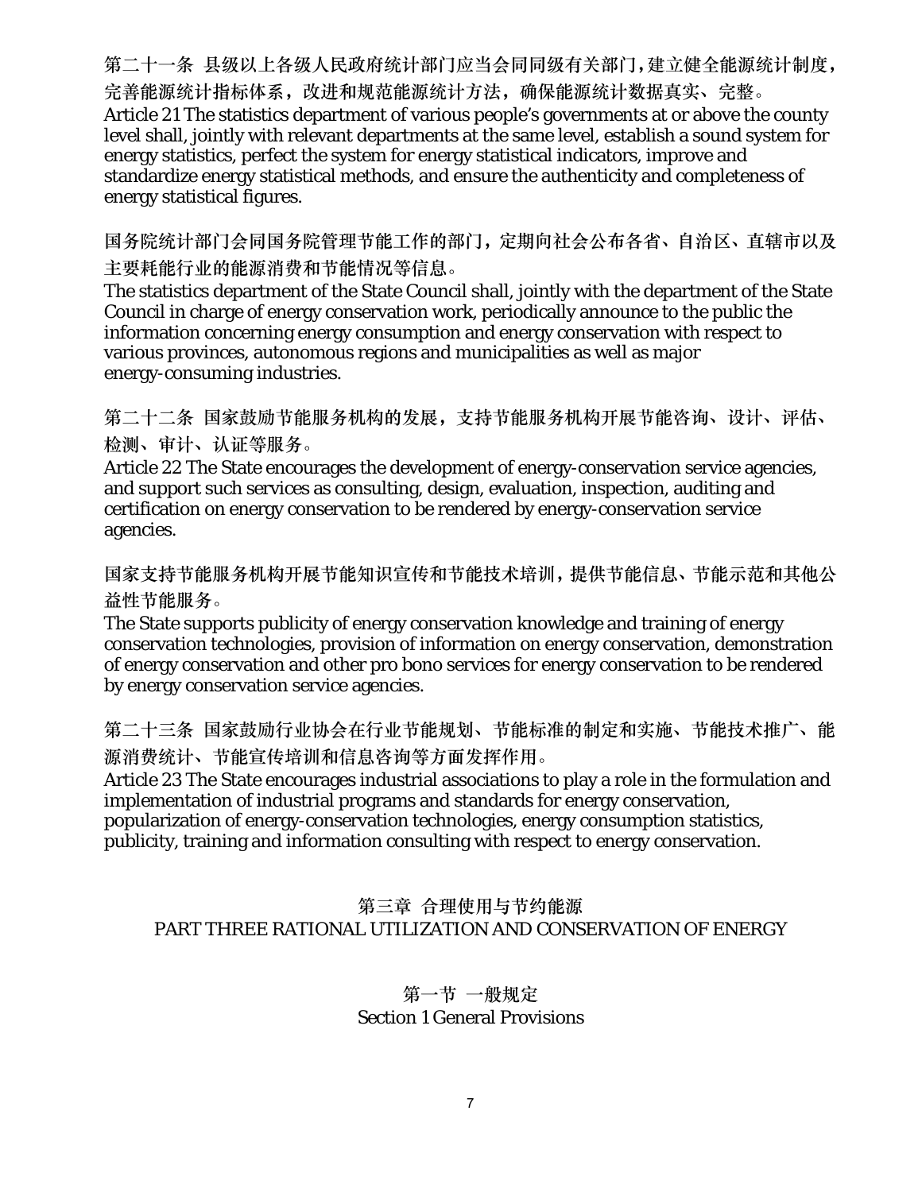第二十一条 县级以上各级人民政府统计部门应当会同同级有关部门，建立健全能源统计制度，完善能源统计指标体系，改进和规范能源统计方法，确保能源统计数据真实、完整。
Article 21 The statistics department of various people's governments at or above the county level shall, jointly with relevant departments at the same level, establish a sound system for energy statistics, perfect the system for energy statistical indicators, improve and standardize energy statistical methods, and ensure the authenticity and completeness of energy statistical figures.

国务院统计部门会同国务院管理节能工作的部门，定期向社会公布各省、自治区、直辖市以及主要耗能行业的能源消费和节能情况等信息。
The statistics department of the State Council shall, jointly with the department of the State Council in charge of energy conservation work, periodically announce to the public the information concerning energy consumption and energy conservation with respect to various provinces, autonomous regions and municipalities as well as major energy-consuming industries.

第二十二条 国家鼓励节能服务机构的发展，支持节能服务机构开展节能咨询、设计、评估、检测、审计、认证等服务。
Article 22 The State encourages the development of energy-conservation service agencies, and support such services as consulting, design, evaluation, inspection, auditing and certification on energy conservation to be rendered by energy-conservation service agencies.

国家支持节能服务机构开展节能知识宣传和节能技术培训，提供节能信息、节能示范和其他公益性节能服务。
The State supports publicity of energy conservation knowledge and training of energy conservation technologies, provision of information on energy conservation, demonstration of energy conservation and other pro bono services for energy conservation to be rendered by energy conservation service agencies.

第二十三条 国家鼓励行业协会在行业节能规划、节能标准的制定和实施、节能技术推广、能源消费统计、节能宣传培训和信息咨询等方面发挥作用。
Article 23 The State encourages industrial associations to play a role in the formulation and implementation of industrial programs and standards for energy conservation, popularization of energy-conservation technologies, energy consumption statistics, publicity, training and information consulting with respect to energy conservation.

## 第三章 合理使用与节约能源
## PART THREE RATIONAL UTILIZATION AND CONSERVATION OF ENERGY

### 第一节 一般规定
### Section 1 General Provisions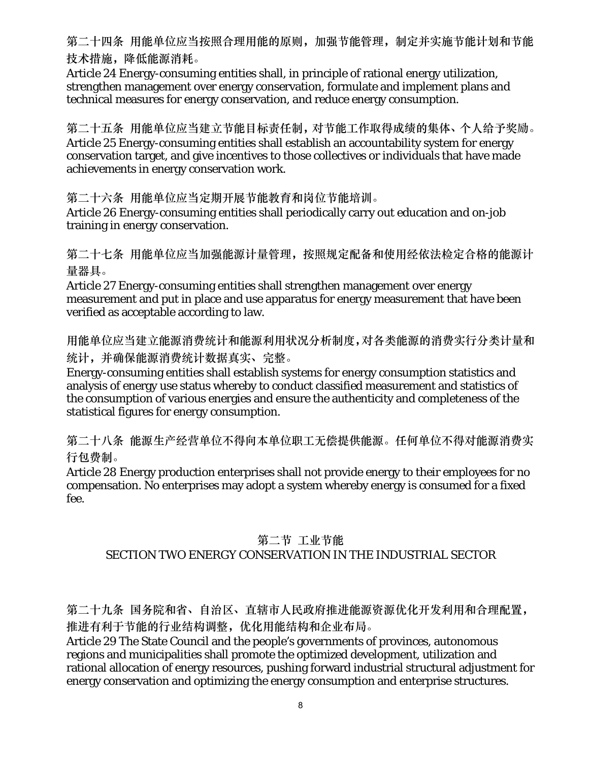第二十四条 用能单位应当按照合理用能的原则，加强节能管理，制定并实施节能计划和节能技术措施，降低能源消耗。
Article 24 Energy-consuming entities shall, in principle of rational energy utilization, strengthen management over energy conservation, formulate and implement plans and technical measures for energy conservation, and reduce energy consumption.

第二十五条 用能单位应当建立节能目标责任制，对节能工作取得成绩的集体、个人给予奖励。
Article 25 Energy-consuming entities shall establish an accountability system for energy conservation target, and give incentives to those collectives or individuals that have made achievements in energy conservation work.

第二十六条 用能单位应当定期开展节能教育和岗位节能培训。
Article 26 Energy-consuming entities shall periodically carry out education and on-job training in energy conservation.

第二十七条 用能单位应当加强能源计量管理，按照规定配备和使用经依法检定合格的能源计量器具。
Article 27 Energy-consuming entities shall strengthen management over energy measurement and put in place and use apparatus for energy measurement that have been verified as acceptable according to law.

用能单位应当建立能源消费统计和能源利用状况分析制度，对各类能源的消费实行分类计量和统计，并确保能源消费统计数据真实、完整。
Energy-consuming entities shall establish systems for energy consumption statistics and analysis of energy use status whereby to conduct classified measurement and statistics of the consumption of various energies and ensure the authenticity and completeness of the statistical figures for energy consumption.

第二十八条 能源生产经营单位不得向本单位职工无偿提供能源。任何单位不得对能源消费实行包费制。
Article 28 Energy production enterprises shall not provide energy to their employees for no compensation. No enterprises may adopt a system whereby energy is consumed for a fixed fee.

## 第二节 工业节能
## SECTION TWO ENERGY CONSERVATION IN THE INDUSTRIAL SECTOR

第二十九条 国务院和省、自治区、直辖市人民政府推进能源资源优化开发利用和合理配置，推进有利于节能的行业结构调整，优化用能结构和企业布局。
Article 29 The State Council and the people's governments of provinces, autonomous regions and municipalities shall promote the optimized development, utilization and rational allocation of energy resources, pushing forward industrial structural adjustment for energy conservation and optimizing the energy consumption and enterprise structures.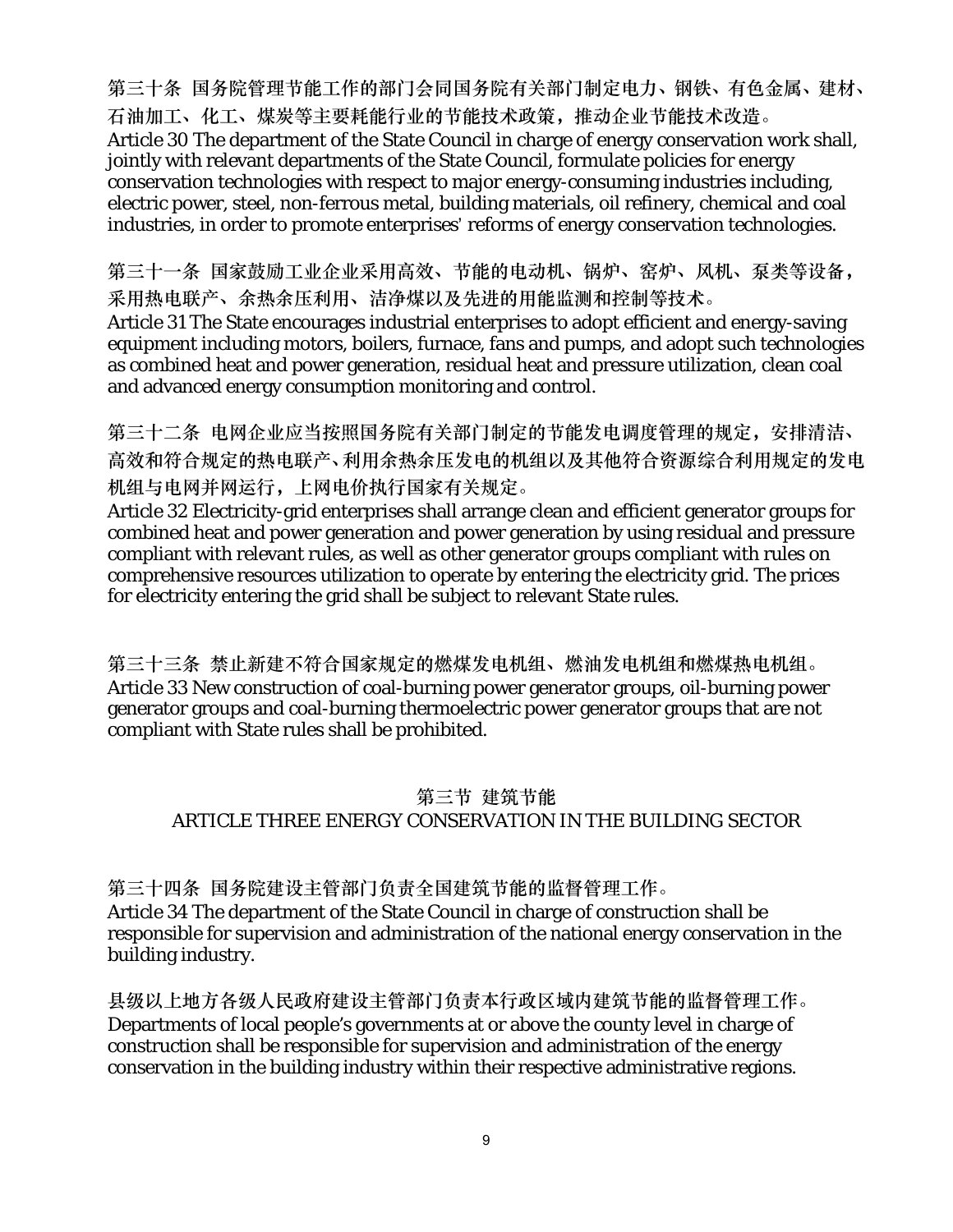第三十条 国务院管理节能工作的部门会同国务院有关部门制定电力、钢铁、有色金属、建材、石油加工、化工、煤炭等主要耗能行业的节能技术政策，推动企业节能技术改造。
Article 30 The department of the State Council in charge of energy conservation work shall, jointly with relevant departments of the State Council, formulate policies for energy conservation technologies with respect to major energy-consuming industries including, electric power, steel, non-ferrous metal, building materials, oil refinery, chemical and coal industries, in order to promote enterprises' reforms of energy conservation technologies.

第三十一条 国家鼓励工业企业采用高效、节能的电动机、锅炉、窑炉、风机、泵类等设备，采用热电联产、余热余压利用、洁净煤以及先进的用能监测和控制等技术。
Article 31 The State encourages industrial enterprises to adopt efficient and energy-saving equipment including motors, boilers, furnace, fans and pumps, and adopt such technologies as combined heat and power generation, residual heat and pressure utilization, clean coal and advanced energy consumption monitoring and control.

第三十二条 电网企业应当按照国务院有关部门制定的节能发电调度管理的规定，安排清洁、高效和符合规定的热电联产、利用余热余压发电的机组以及其他符合资源综合利用规定的发电机组与电网并网运行，上网电价执行国家有关规定。
Article 32 Electricity-grid enterprises shall arrange clean and efficient generator groups for combined heat and power generation and power generation by using residual and pressure compliant with relevant rules, as well as other generator groups compliant with rules on comprehensive resources utilization to operate by entering the electricity grid. The prices for electricity entering the grid shall be subject to relevant State rules.

第三十三条 禁止新建不符合国家规定的燃煤发电机组、燃油发电机组和燃煤热电机组。
Article 33 New construction of coal-burning power generator groups, oil-burning power generator groups and coal-burning thermoelectric power generator groups that are not compliant with State rules shall be prohibited.

## 第三节 建筑节能
## ARTICLE THREE ENERGY CONSERVATION IN THE BUILDING SECTOR

第三十四条 国务院建设主管部门负责全国建筑节能的监督管理工作。
Article 34 The department of the State Council in charge of construction shall be responsible for supervision and administration of the national energy conservation in the building industry.

县级以上地方各级人民政府建设主管部门负责本行政区域内建筑节能的监督管理工作。
Departments of local people's governments at or above the county level in charge of construction shall be responsible for supervision and administration of the energy conservation in the building industry within their respective administrative regions.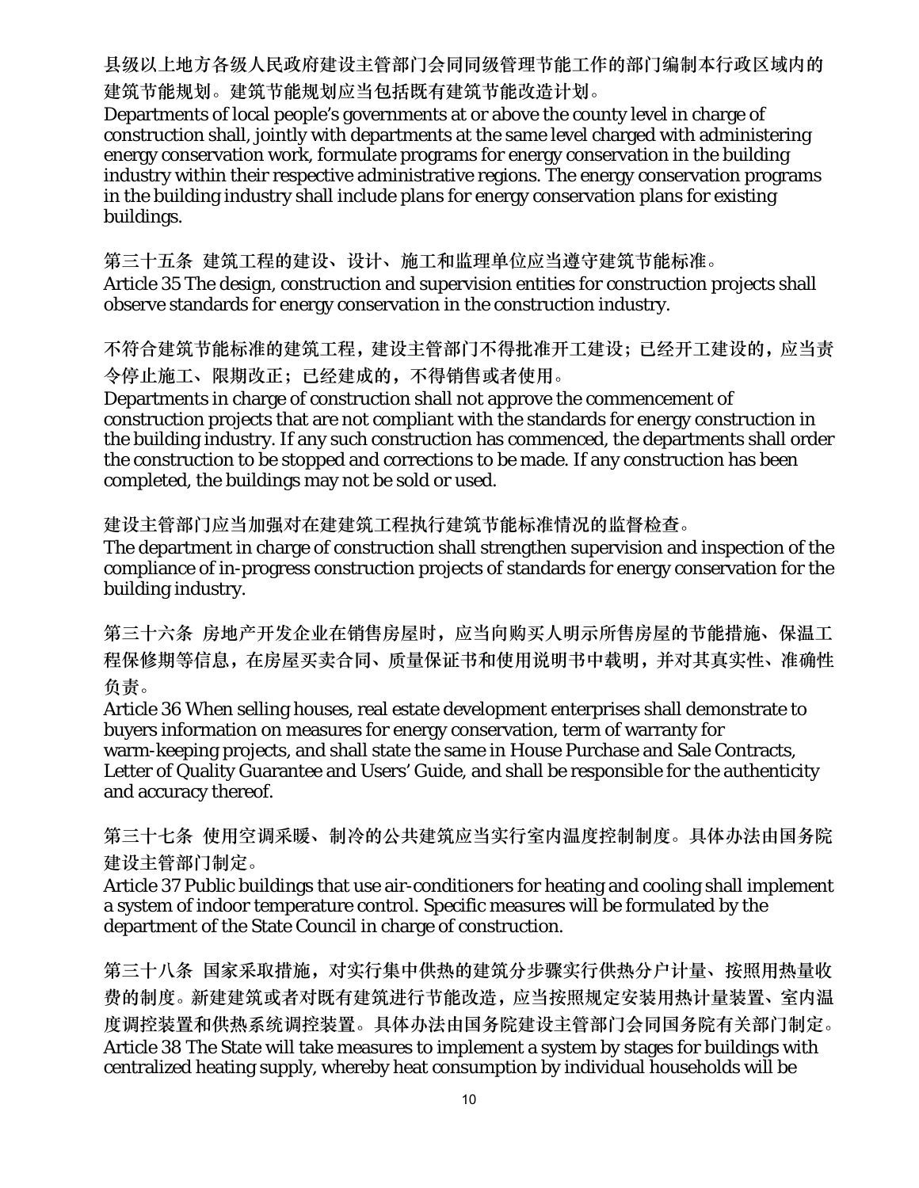县级以上地方各级人民政府建设主管部门会同同级管理节能工作的部门编制本行政区域内的建筑节能规划。建筑节能规划应当包括既有建筑节能改造计划。

Departments of local people's governments at or above the county level in charge of construction shall, jointly with departments at the same level charged with administering energy conservation work, formulate programs for energy conservation in the building industry within their respective administrative regions. The energy conservation programs in the building industry shall include plans for energy conservation plans for existing buildings.

第三十五条 建筑工程的建设、设计、施工和监理单位应当遵守建筑节能标准。

Article 35 The design, construction and supervision entities for construction projects shall observe standards for energy conservation in the construction industry.

不符合建筑节能标准的建筑工程，建设主管部门不得批准开工建设；已经开工建设的，应当责令停止施工、限期改正；已经建成的，不得销售或者使用。

Departments in charge of construction shall not approve the commencement of construction projects that are not compliant with the standards for energy construction in the building industry. If any such construction has commenced, the departments shall order the construction to be stopped and corrections to be made. If any construction has been completed, the buildings may not be sold or used.

建设主管部门应当加强对在建建筑工程执行建筑节能标准情况的监督检查。

The department in charge of construction shall strengthen supervision and inspection of the compliance of in-progress construction projects of standards for energy conservation for the building industry.

第三十六条 房地产开发企业在销售房屋时，应当向购买人明示所售房屋的节能措施、保温工程保修期等信息，在房屋买卖合同、质量保证书和使用说明书中载明，并对其真实性、准确性负责。

Article 36 When selling houses, real estate development enterprises shall demonstrate to buyers information on measures for energy conservation, term of warranty for warm-keeping projects, and shall state the same in House Purchase and Sale Contracts, Letter of Quality Guarantee and Users' Guide, and shall be responsible for the authenticity and accuracy thereof.

第三十七条 使用空调采暖、制冷的公共建筑应当实行室内温度控制制度。具体办法由国务院建设主管部门制定。

Article 37 Public buildings that use air-conditioners for heating and cooling shall implement a system of indoor temperature control. Specific measures will be formulated by the department of the State Council in charge of construction.

第三十八条 国家采取措施，对实行集中供热的建筑分步骤实行供热分户计量、按照用热量收费的制度。新建建筑或者对既有建筑进行节能改造，应当按照规定安装用热计量装置、室内温度调控装置和供热系统调控装置。具体办法由国务院建设主管部门会同国务院有关部门制定。

Article 38 The State will take measures to implement a system by stages for buildings with centralized heating supply, whereby heat consumption by individual households will be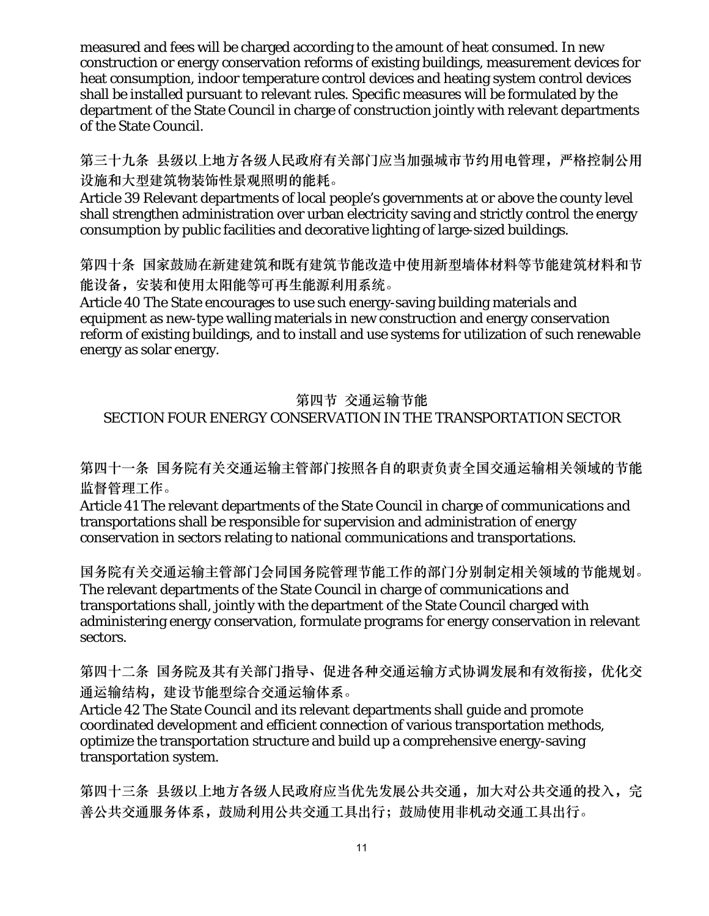measured and fees will be charged according to the amount of heat consumed. In new construction or energy conservation reforms of existing buildings, measurement devices for heat consumption, indoor temperature control devices and heating system control devices shall be installed pursuant to relevant rules. Specific measures will be formulated by the department of the State Council in charge of construction jointly with relevant departments of the State Council.

第三十九条 县级以上地方各级人民政府有关部门应当加强城市节约用电管理，严格控制公用设施和大型建筑物装饰性景观照明的能耗。
Article 39 Relevant departments of local people's governments at or above the county level shall strengthen administration over urban electricity saving and strictly control the energy consumption by public facilities and decorative lighting of large-sized buildings.

第四十条 国家鼓励在新建建筑和既有建筑节能改造中使用新型墙体材料等节能建筑材料和节能设备，安装和使用太阳能等可再生能源利用系统。
Article 40 The State encourages to use such energy-saving building materials and equipment as new-type walling materials in new construction and energy conservation reform of existing buildings, and to install and use systems for utilization of such renewable energy as solar energy.

## 第四节 交通运输节能
## SECTION FOUR ENERGY CONSERVATION IN THE TRANSPORTATION SECTOR

第四十一条 国务院有关交通运输主管部门按照各自的职责负责全国交通运输相关领域的节能监督管理工作。
Article 41 The relevant departments of the State Council in charge of communications and transportations shall be responsible for supervision and administration of energy conservation in sectors relating to national communications and transportations.

国务院有关交通运输主管部门会同国务院管理节能工作的部门分别制定相关领域的节能规划。
The relevant departments of the State Council in charge of communications and transportations shall, jointly with the department of the State Council charged with administering energy conservation, formulate programs for energy conservation in relevant sectors.

第四十二条 国务院及其有关部门指导、促进各种交通运输方式协调发展和有效衔接，优化交通运输结构，建设节能型综合交通运输体系。
Article 42 The State Council and its relevant departments shall guide and promote coordinated development and efficient connection of various transportation methods, optimize the transportation structure and build up a comprehensive energy-saving transportation system.

第四十三条 县级以上地方各级人民政府应当优先发展公共交通，加大对公共交通的投入，完善公共交通服务体系，鼓励利用公共交通工具出行；鼓励使用非机动交通工具出行。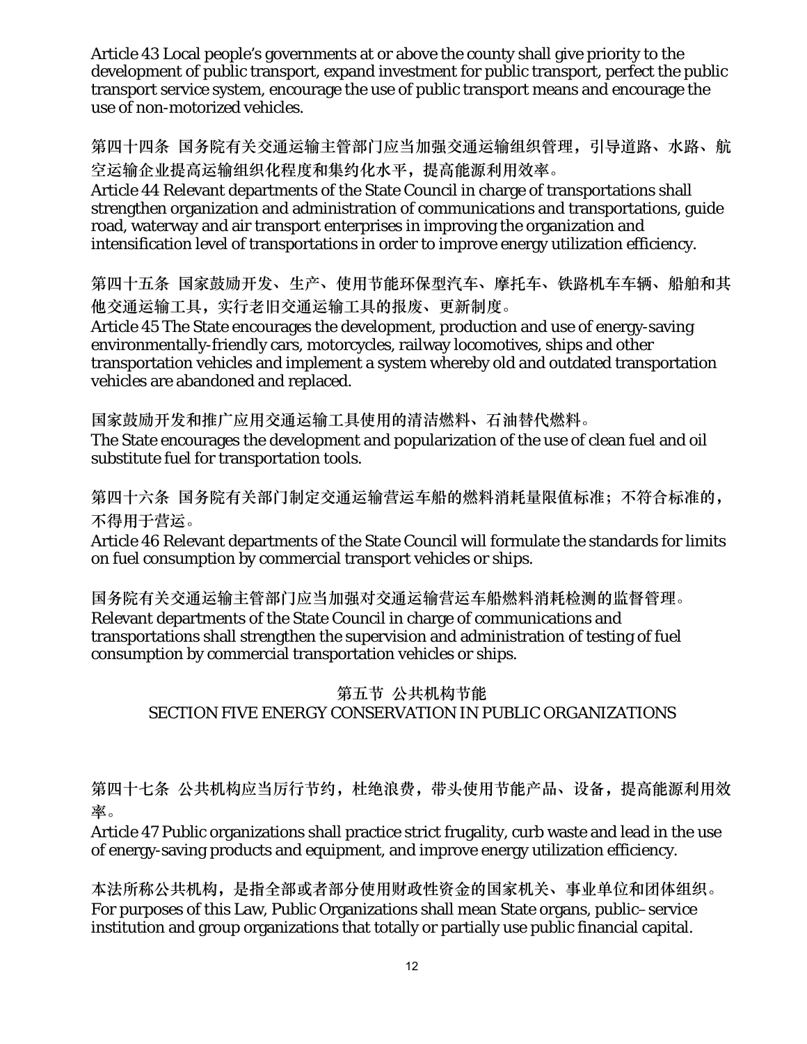Article 43 Local people's governments at or above the county shall give priority to the development of public transport, expand investment for public transport, perfect the public transport service system, encourage the use of public transport means and encourage the use of non-motorized vehicles.

第四十四条 国务院有关交通运输主管部门应当加强交通运输组织管理，引导道路、水路、航空运输企业提高运输组织化程度和集约化水平，提高能源利用效率。

Article 44 Relevant departments of the State Council in charge of transportations shall strengthen organization and administration of communications and transportations, guide road, waterway and air transport enterprises in improving the organization and intensification level of transportations in order to improve energy utilization efficiency.

第四十五条 国家鼓励开发、生产、使用节能环保型汽车、摩托车、铁路机车车辆、船舶和其他交通运输工具，实行老旧交通运输工具的报废、更新制度。

Article 45 The State encourages the development, production and use of energy-saving environmentally-friendly cars, motorcycles, railway locomotives, ships and other transportation vehicles and implement a system whereby old and outdated transportation vehicles are abandoned and replaced.

国家鼓励开发和推广应用交通运输工具使用的清洁燃料、石油替代燃料。

The State encourages the development and popularization of the use of clean fuel and oil substitute fuel for transportation tools.

第四十六条 国务院有关部门制定交通运输营运车船的燃料消耗量限值标准；不符合标准的，不得用于营运。

Article 46 Relevant departments of the State Council will formulate the standards for limits on fuel consumption by commercial transport vehicles or ships.

国务院有关交通运输主管部门应当加强对交通运输营运车船燃料消耗检测的监督管理。

Relevant departments of the State Council in charge of communications and transportations shall strengthen the supervision and administration of testing of fuel consumption by commercial transportation vehicles or ships.

## 第五节 公共机构节能
## SECTION FIVE ENERGY CONSERVATION IN PUBLIC ORGANIZATIONS

第四十七条 公共机构应当厉行节约，杜绝浪费，带头使用节能产品、设备，提高能源利用效率。

Article 47 Public organizations shall practice strict frugality, curb waste and lead in the use of energy-saving products and equipment, and improve energy utilization efficiency.

本法所称公共机构，是指全部或者部分使用财政性资金的国家机关、事业单位和团体组织。

For purposes of this Law, Public Organizations shall mean State organs, public–service institution and group organizations that totally or partially use public financial capital.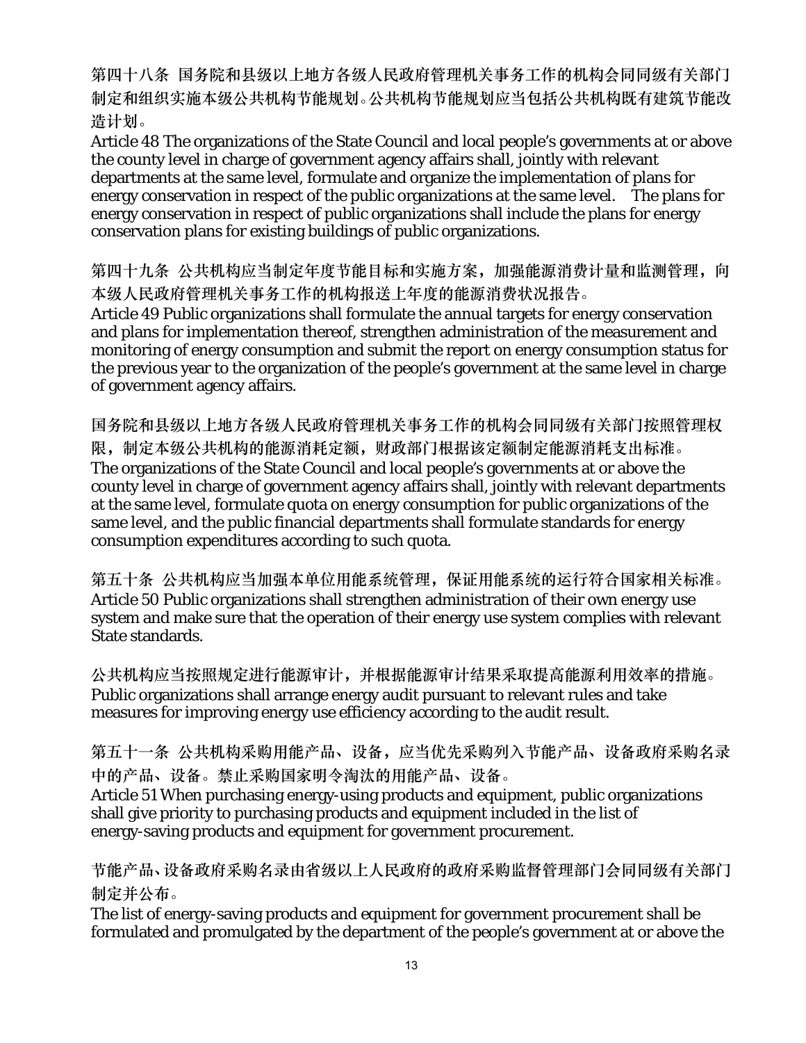第四十八条 国务院和县级以上地方各级人民政府管理机关事务工作的机构会同同级有关部门制定和组织实施本级公共机构节能规划。公共机构节能规划应当包括公共机构既有建筑节能改造计划。

Article 48 The organizations of the State Council and local people's governments at or above the county level in charge of government agency affairs shall, jointly with relevant departments at the same level, formulate and organize the implementation of plans for energy conservation in respect of the public organizations at the same level. The plans for energy conservation in respect of public organizations shall include the plans for energy conservation plans for existing buildings of public organizations.

第四十九条 公共机构应当制定年度节能目标和实施方案，加强能源消费计量和监测管理，向本级人民政府管理机关事务工作的机构报送上年度的能源消费状况报告。

Article 49 Public organizations shall formulate the annual targets for energy conservation and plans for implementation thereof, strengthen administration of the measurement and monitoring of energy consumption and submit the report on energy consumption status for the previous year to the organization of the people's government at the same level in charge of government agency affairs.

国务院和县级以上地方各级人民政府管理机关事务工作的机构会同同级有关部门按照管理权限，制定本级公共机构的能源消耗定额，财政部门根据该定额制定能源消耗支出标准。

The organizations of the State Council and local people's governments at or above the county level in charge of government agency affairs shall, jointly with relevant departments at the same level, formulate quota on energy consumption for public organizations of the same level, and the public financial departments shall formulate standards for energy consumption expenditures according to such quota.

第五十条 公共机构应当加强本单位用能系统管理，保证用能系统的运行符合国家相关标准。

Article 50 Public organizations shall strengthen administration of their own energy use system and make sure that the operation of their energy use system complies with relevant State standards.

公共机构应当按照规定进行能源审计，并根据能源审计结果采取提高能源利用效率的措施。

Public organizations shall arrange energy audit pursuant to relevant rules and take measures for improving energy use efficiency according to the audit result.

第五十一条 公共机构采购用能产品、设备，应当优先采购列入节能产品、设备政府采购名录中的产品、设备。禁止采购国家明令淘汰的用能产品、设备。

Article 51 When purchasing energy-using products and equipment, public organizations shall give priority to purchasing products and equipment included in the list of energy-saving products and equipment for government procurement.

节能产品、设备政府采购名录由省级以上人民政府的政府采购监督管理部门会同同级有关部门制定并公布。

The list of energy-saving products and equipment for government procurement shall be formulated and promulgated by the department of the people's government at or above the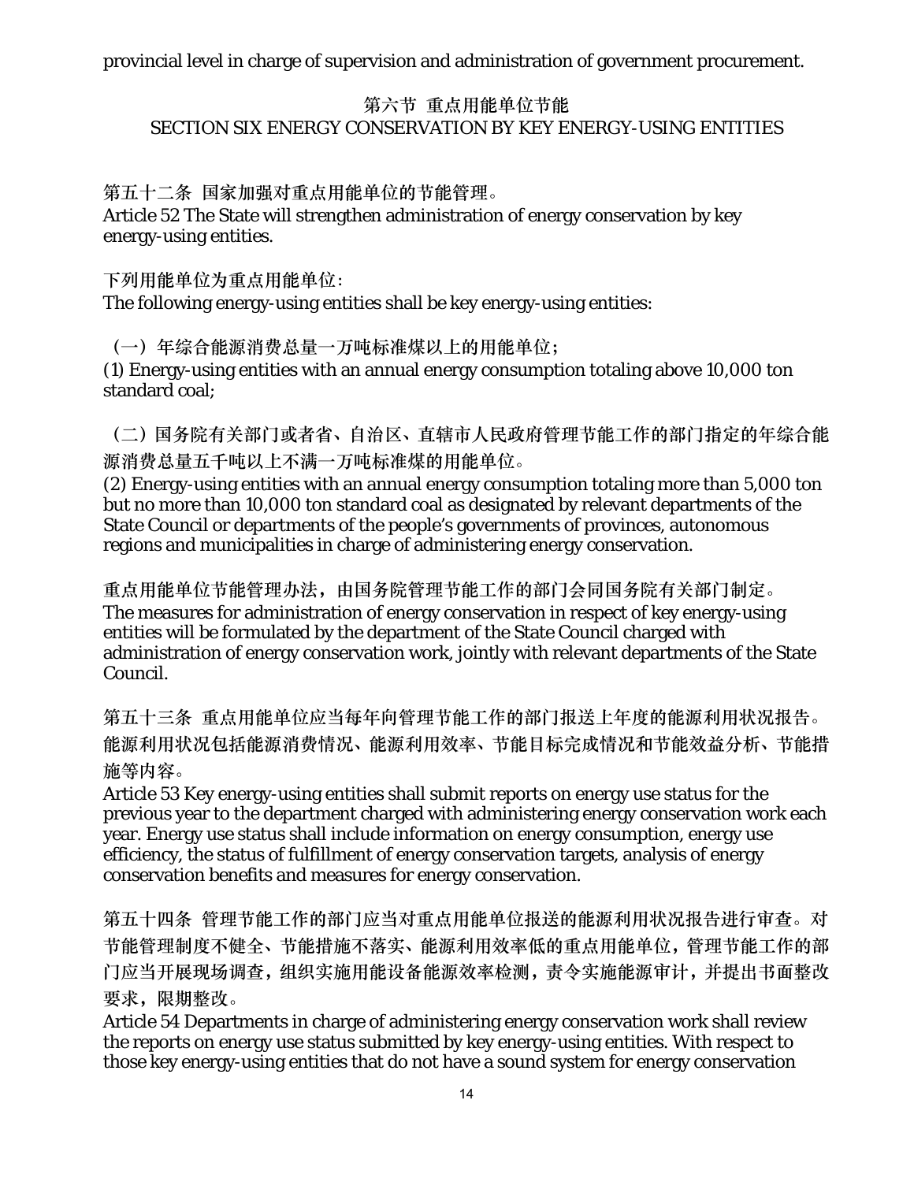provincial level in charge of supervision and administration of government procurement.

## 第六节 重点用能单位节能
## SECTION SIX ENERGY CONSERVATION BY KEY ENERGY-USING ENTITIES

第五十二条 国家加强对重点用能单位的节能管理。
Article 52 The State will strengthen administration of energy conservation by key energy-using entities.

下列用能单位为重点用能单位:
The following energy-using entities shall be key energy-using entities:

（一）年综合能源消费总量一万吨标准煤以上的用能单位;
(1) Energy-using entities with an annual energy consumption totaling above 10,000 ton standard coal;

（二）国务院有关部门或者省、自治区、直辖市人民政府管理节能工作的部门指定的年综合能源消费总量五千吨以上不满一万吨标准煤的用能单位。
(2) Energy-using entities with an annual energy consumption totaling more than 5,000 ton but no more than 10,000 ton standard coal as designated by relevant departments of the State Council or departments of the people's governments of provinces, autonomous regions and municipalities in charge of administering energy conservation.

重点用能单位节能管理办法，由国务院管理节能工作的部门会同国务院有关部门制定。
The measures for administration of energy conservation in respect of key energy-using entities will be formulated by the department of the State Council charged with administration of energy conservation work, jointly with relevant departments of the State Council.

第五十三条 重点用能单位应当每年向管理节能工作的部门报送上年度的能源利用状况报告。能源利用状况包括能源消费情况、能源利用效率、节能目标完成情况和节能效益分析、节能措施等内容。
Article 53 Key energy-using entities shall submit reports on energy use status for the previous year to the department charged with administering energy conservation work each year. Energy use status shall include information on energy consumption, energy use efficiency, the status of fulfillment of energy conservation targets, analysis of energy conservation benefits and measures for energy conservation.

第五十四条 管理节能工作的部门应当对重点用能单位报送的能源利用状况报告进行审查。对节能管理制度不健全、节能措施不落实、能源利用效率低的重点用能单位，管理节能工作的部门应当开展现场调查，组织实施用能设备能源效率检测，责令实施能源审计，并提出书面整改要求，限期整改。
Article 54 Departments in charge of administering energy conservation work shall review the reports on energy use status submitted by key energy-using entities. With respect to those key energy-using entities that do not have a sound system for energy conservation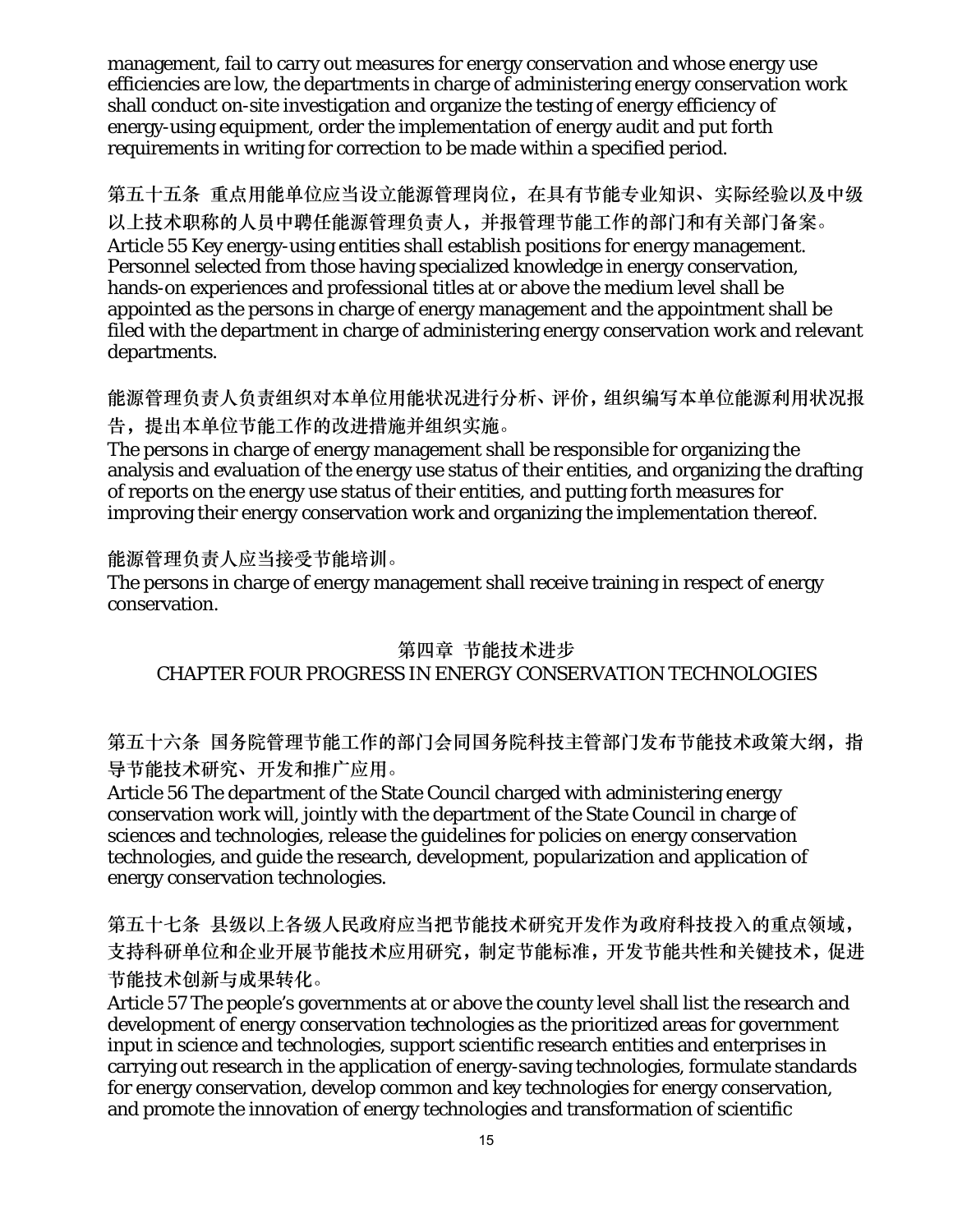management, fail to carry out measures for energy conservation and whose energy use efficiencies are low, the departments in charge of administering energy conservation work shall conduct on-site investigation and organize the testing of energy efficiency of energy-using equipment, order the implementation of energy audit and put forth requirements in writing for correction to be made within a specified period.

第五十五条 重点用能单位应当设立能源管理岗位，在具有节能专业知识、实际经验以及中级以上技术职称的人员中聘任能源管理负责人，并报管理节能工作的部门和有关部门备案。
Article 55 Key energy-using entities shall establish positions for energy management. Personnel selected from those having specialized knowledge in energy conservation, hands-on experiences and professional titles at or above the medium level shall be appointed as the persons in charge of energy management and the appointment shall be filed with the department in charge of administering energy conservation work and relevant departments.

能源管理负责人负责组织对本单位用能状况进行分析、评价，组织编写本单位能源利用状况报告，提出本单位节能工作的改进措施并组织实施。
The persons in charge of energy management shall be responsible for organizing the analysis and evaluation of the energy use status of their entities, and organizing the drafting of reports on the energy use status of their entities, and putting forth measures for improving their energy conservation work and organizing the implementation thereof.

能源管理负责人应当接受节能培训。
The persons in charge of energy management shall receive training in respect of energy conservation.

## 第四章 节能技术进步
## CHAPTER FOUR PROGRESS IN ENERGY CONSERVATION TECHNOLOGIES

第五十六条 国务院管理节能工作的部门会同国务院科技主管部门发布节能技术政策大纲，指导节能技术研究、开发和推广应用。
Article 56 The department of the State Council charged with administering energy conservation work will, jointly with the department of the State Council in charge of sciences and technologies, release the guidelines for policies on energy conservation technologies, and guide the research, development, popularization and application of energy conservation technologies.

第五十七条 县级以上各级人民政府应当把节能技术研究开发作为政府科技投入的重点领域，支持科研单位和企业开展节能技术应用研究，制定节能标准，开发节能共性和关键技术，促进节能技术创新与成果转化。
Article 57 The people's governments at or above the county level shall list the research and development of energy conservation technologies as the prioritized areas for government input in science and technologies, support scientific research entities and enterprises in carrying out research in the application of energy-saving technologies, formulate standards for energy conservation, develop common and key technologies for energy conservation, and promote the innovation of energy technologies and transformation of scientific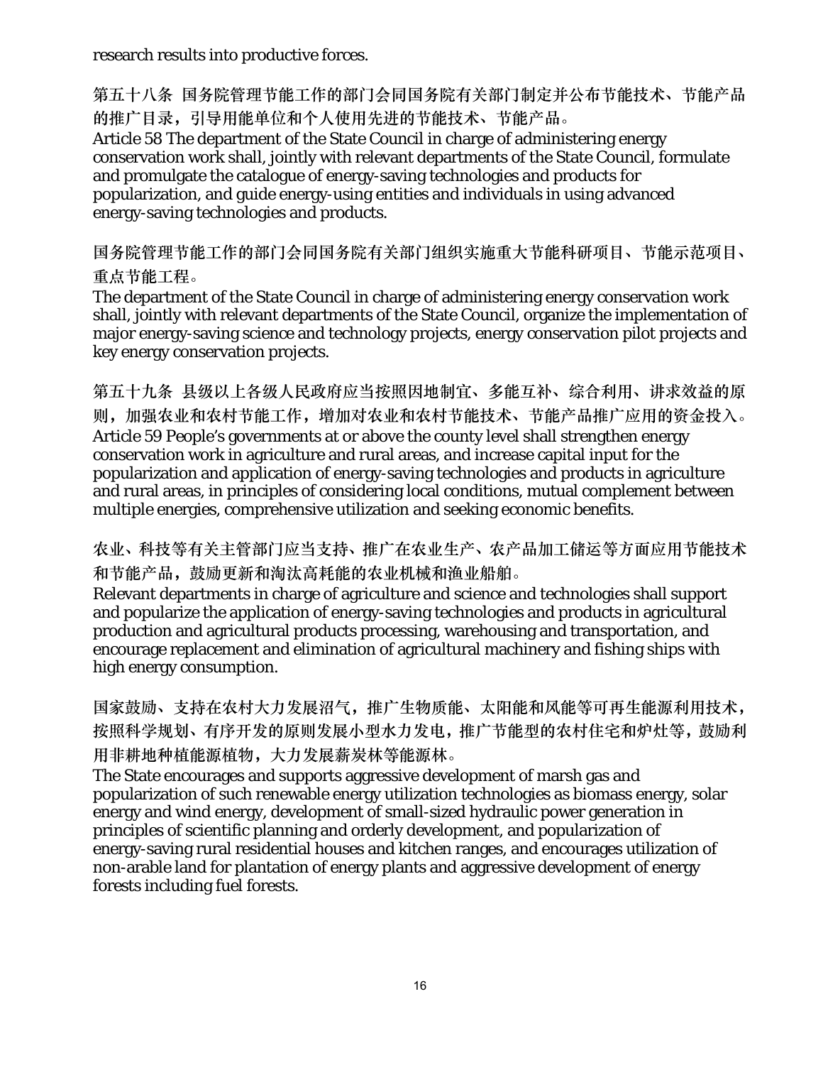research results into productive forces.

第五十八条 国务院管理节能工作的部门会同国务院有关部门制定并公布节能技术、节能产品的推广目录，引导用能单位和个人使用先进的节能技术、节能产品。
Article 58 The department of the State Council in charge of administering energy conservation work shall, jointly with relevant departments of the State Council, formulate and promulgate the catalogue of energy-saving technologies and products for popularization, and guide energy-using entities and individuals in using advanced energy-saving technologies and products.

国务院管理节能工作的部门会同国务院有关部门组织实施重大节能科研项目、节能示范项目、重点节能工程。
The department of the State Council in charge of administering energy conservation work shall, jointly with relevant departments of the State Council, organize the implementation of major energy-saving science and technology projects, energy conservation pilot projects and key energy conservation projects.

第五十九条 县级以上各级人民政府应当按照因地制宜、多能互补、综合利用、讲求效益的原则，加强农业和农村节能工作，增加对农业和农村节能技术、节能产品推广应用的资金投入。
Article 59 People's governments at or above the county level shall strengthen energy conservation work in agriculture and rural areas, and increase capital input for the popularization and application of energy-saving technologies and products in agriculture and rural areas, in principles of considering local conditions, mutual complement between multiple energies, comprehensive utilization and seeking economic benefits.

农业、科技等有关主管部门应当支持、推广在农业生产、农产品加工储运等方面应用节能技术和节能产品，鼓励更新和淘汰高耗能的农业机械和渔业船舶。
Relevant departments in charge of agriculture and science and technologies shall support and popularize the application of energy-saving technologies and products in agricultural production and agricultural products processing, warehousing and transportation, and encourage replacement and elimination of agricultural machinery and fishing ships with high energy consumption.

国家鼓励、支持在农村大力发展沼气，推广生物质能、太阳能和风能等可再生能源利用技术，按照科学规划、有序开发的原则发展小型水力发电，推广节能型的农村住宅和炉灶等，鼓励利用非耕地种植能源植物，大力发展薪炭林等能源林。
The State encourages and supports aggressive development of marsh gas and popularization of such renewable energy utilization technologies as biomass energy, solar energy and wind energy, development of small-sized hydraulic power generation in principles of scientific planning and orderly development, and popularization of energy-saving rural residential houses and kitchen ranges, and encourages utilization of non-arable land for plantation of energy plants and aggressive development of energy forests including fuel forests.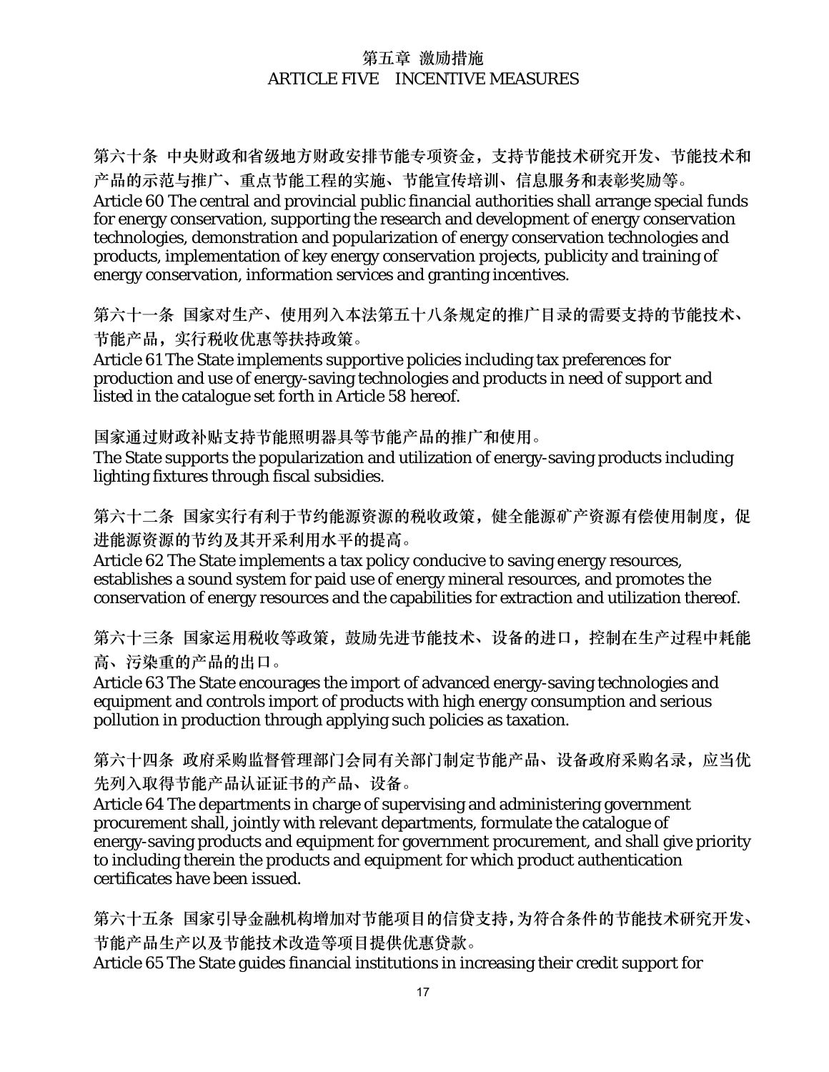## 第五章 激励措施
## ARTICLE FIVE INCENTIVE MEASURES

第六十条 中央财政和省级地方财政安排节能专项资金，支持节能技术研究开发、节能技术和产品的示范与推广、重点节能工程的实施、节能宣传培训、信息服务和表彰奖励等。
Article 60 The central and provincial public financial authorities shall arrange special funds for energy conservation, supporting the research and development of energy conservation technologies, demonstration and popularization of energy conservation technologies and products, implementation of key energy conservation projects, publicity and training of energy conservation, information services and granting incentives.

第六十一条 国家对生产、使用列入本法第五十八条规定的推广目录的需要支持的节能技术、节能产品，实行税收优惠等扶持政策。
Article 61 The State implements supportive policies including tax preferences for production and use of energy-saving technologies and products in need of support and listed in the catalogue set forth in Article 58 hereof.

国家通过财政补贴支持节能照明器具等节能产品的推广和使用。
The State supports the popularization and utilization of energy-saving products including lighting fixtures through fiscal subsidies.

第六十二条 国家实行有利于节约能源资源的税收政策，健全能源矿产资源有偿使用制度，促进能源资源的节约及其开采利用水平的提高。
Article 62 The State implements a tax policy conducive to saving energy resources, establishes a sound system for paid use of energy mineral resources, and promotes the conservation of energy resources and the capabilities for extraction and utilization thereof.

第六十三条 国家运用税收等政策，鼓励先进节能技术、设备的进口，控制在生产过程中耗能高、污染重的产品的出口。
Article 63 The State encourages the import of advanced energy-saving technologies and equipment and controls import of products with high energy consumption and serious pollution in production through applying such policies as taxation.

第六十四条 政府采购监督管理部门会同有关部门制定节能产品、设备政府采购名录，应当优先列入取得节能产品认证证书的产品、设备。
Article 64 The departments in charge of supervising and administering government procurement shall, jointly with relevant departments, formulate the catalogue of energy-saving products and equipment for government procurement, and shall give priority to including therein the products and equipment for which product authentication certificates have been issued.

第六十五条 国家引导金融机构增加对节能项目的信贷支持，为符合条件的节能技术研究开发、节能产品生产以及节能技术改造等项目提供优惠贷款。
Article 65 The State guides financial institutions in increasing their credit support for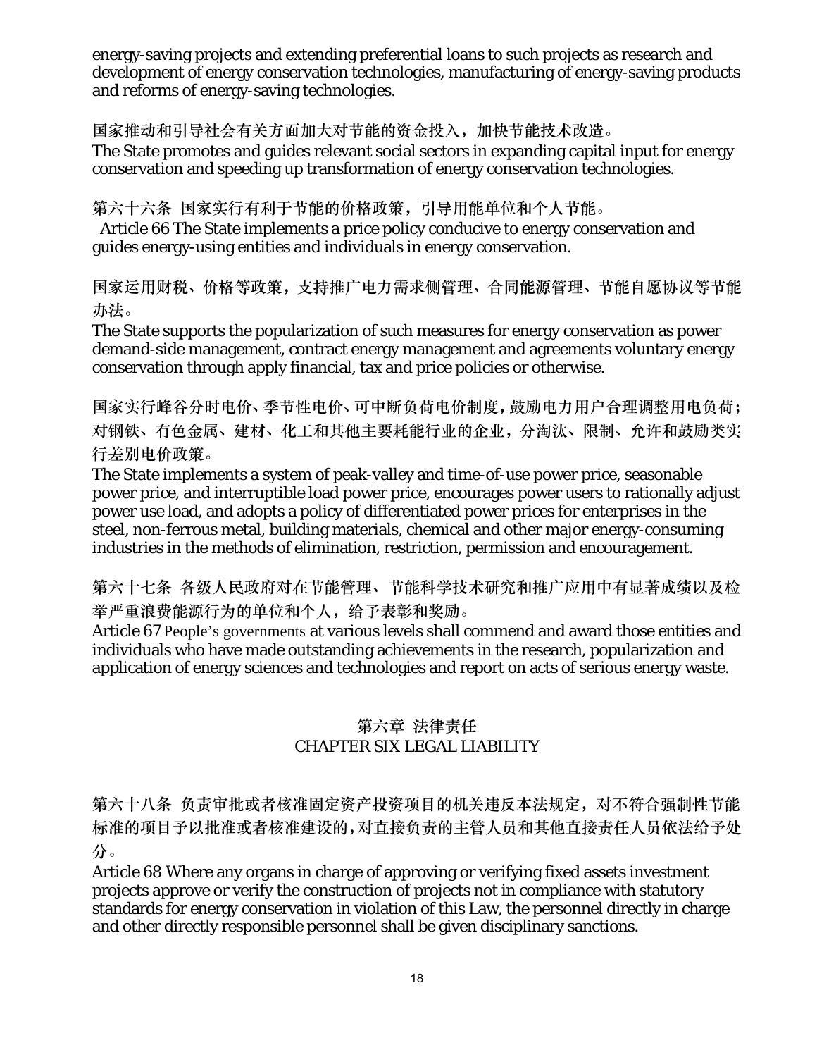energy-saving projects and extending preferential loans to such projects as research and development of energy conservation technologies, manufacturing of energy-saving products and reforms of energy-saving technologies.

国家推动和引导社会有关方面加大对节能的资金投入，加快节能技术改造。
The State promotes and guides relevant social sectors in expanding capital input for energy conservation and speeding up transformation of energy conservation technologies.

第六十六条 国家实行有利于节能的价格政策，引导用能单位和个人节能。
Article 66 The State implements a price policy conducive to energy conservation and guides energy-using entities and individuals in energy conservation.

国家运用财税、价格等政策，支持推广电力需求侧管理、合同能源管理、节能自愿协议等节能办法。
The State supports the popularization of such measures for energy conservation as power demand-side management, contract energy management and agreements voluntary energy conservation through apply financial, tax and price policies or otherwise.

国家实行峰谷分时电价、季节性电价、可中断负荷电价制度，鼓励电力用户合理调整用电负荷；对钢铁、有色金属、建材、化工和其他主要耗能行业的企业，分淘汰、限制、允许和鼓励类实行差别电价政策。
The State implements a system of peak-valley and time-of-use power price, seasonable power price, and interruptible load power price, encourages power users to rationally adjust power use load, and adopts a policy of differentiated power prices for enterprises in the steel, non-ferrous metal, building materials, chemical and other major energy-consuming industries in the methods of elimination, restriction, permission and encouragement.

第六十七条 各级人民政府对在节能管理、节能科学技术研究和推广应用中有显著成绩以及检举严重浪费能源行为的单位和个人，给予表彰和奖励。
Article 67 People's governments at various levels shall commend and award those entities and individuals who have made outstanding achievements in the research, popularization and application of energy sciences and technologies and report on acts of serious energy waste.

## 第六章 法律责任
## CHAPTER SIX LEGAL LIABILITY

第六十八条 负责审批或者核准固定资产投资项目的机关违反本法规定，对不符合强制性节能标准的项目予以批准或者核准建设的，对直接负责的主管人员和其他直接责任人员依法给予处分。
Article 68 Where any organs in charge of approving or verifying fixed assets investment projects approve or verify the construction of projects not in compliance with statutory standards for energy conservation in violation of this Law, the personnel directly in charge and other directly responsible personnel shall be given disciplinary sanctions.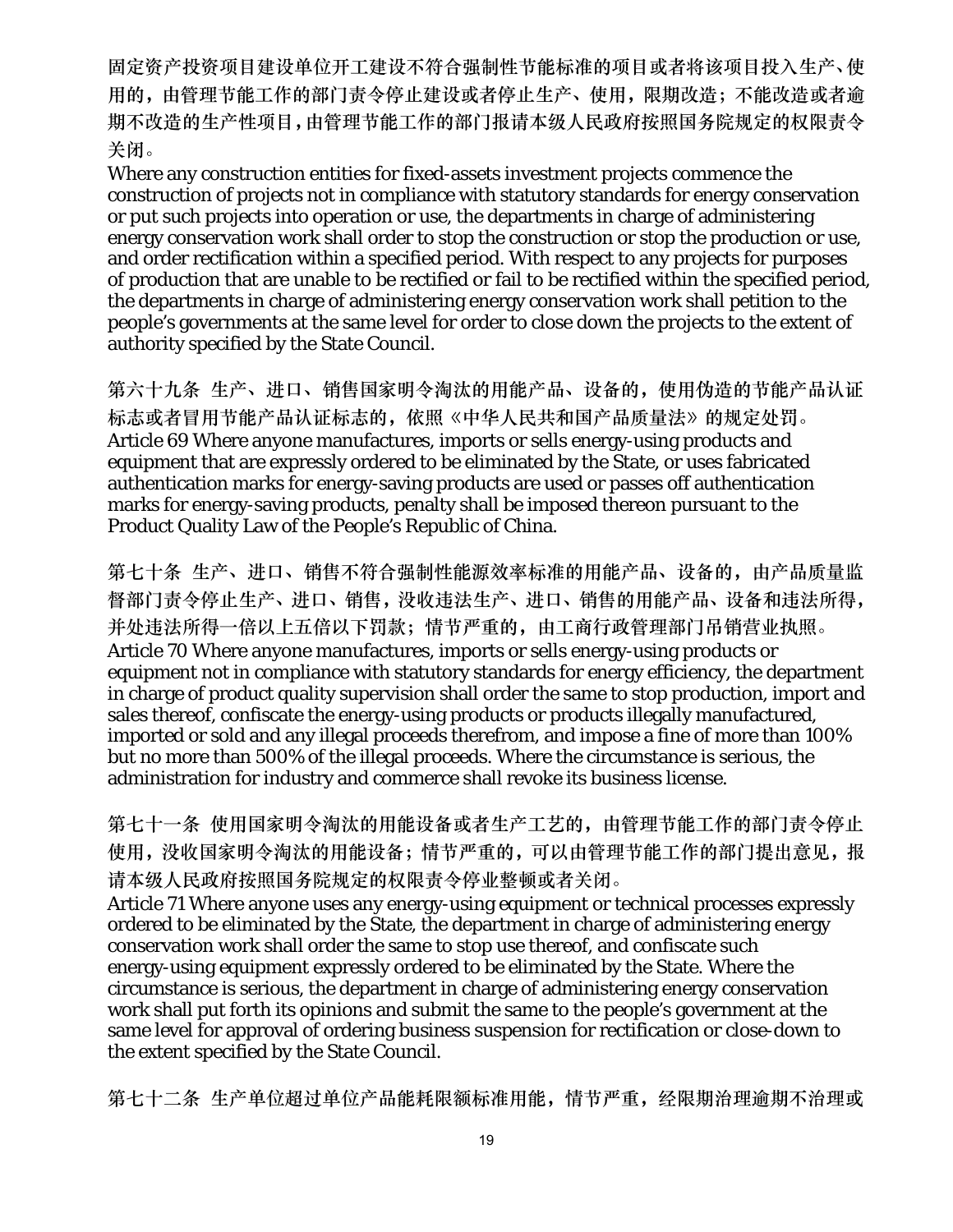固定资产投资项目建设单位开工建设不符合强制性节能标准的项目或者将该项目投入生产、使用的，由管理节能工作的部门责令停止建设或者停止生产、使用，限期改造；不能改造或者逾期不改造的生产性项目，由管理节能工作的部门报请本级人民政府按照国务院规定的权限责令关闭。
Where any construction entities for fixed-assets investment projects commence the construction of projects not in compliance with statutory standards for energy conservation or put such projects into operation or use, the departments in charge of administering energy conservation work shall order to stop the construction or stop the production or use, and order rectification within a specified period. With respect to any projects for purposes of production that are unable to be rectified or fail to be rectified within the specified period, the departments in charge of administering energy conservation work shall petition to the people's governments at the same level for order to close down the projects to the extent of authority specified by the State Council.

第六十九条 生产、进口、销售国家明令淘汰的用能产品、设备的，使用伪造的节能产品认证标志或者冒用节能产品认证标志的，依照《中华人民共和国产品质量法》的规定处罚。
Article 69 Where anyone manufactures, imports or sells energy-using products and equipment that are expressly ordered to be eliminated by the State, or uses fabricated authentication marks for energy-saving products are used or passes off authentication marks for energy-saving products, penalty shall be imposed thereon pursuant to the Product Quality Law of the People's Republic of China.

第七十条 生产、进口、销售不符合强制性能源效率标准的用能产品、设备的，由产品质量监督部门责令停止生产、进口、销售，没收违法生产、进口、销售的用能产品、设备和违法所得，并处违法所得一倍以上五倍以下罚款；情节严重的，由工商行政管理部门吊销营业执照。
Article 70 Where anyone manufactures, imports or sells energy-using products or equipment not in compliance with statutory standards for energy efficiency, the department in charge of product quality supervision shall order the same to stop production, import and sales thereof, confiscate the energy-using products or products illegally manufactured, imported or sold and any illegal proceeds therefrom, and impose a fine of more than 100% but no more than 500% of the illegal proceeds. Where the circumstance is serious, the administration for industry and commerce shall revoke its business license.

第七十一条 使用国家明令淘汰的用能设备或者生产工艺的，由管理节能工作的部门责令停止使用，没收国家明令淘汰的用能设备；情节严重的，可以由管理节能工作的部门提出意见，报请本级人民政府按照国务院规定的权限责令停业整顿或者关闭。
Article 71 Where anyone uses any energy-using equipment or technical processes expressly ordered to be eliminated by the State, the department in charge of administering energy conservation work shall order the same to stop use thereof, and confiscate such energy-using equipment expressly ordered to be eliminated by the State. Where the circumstance is serious, the department in charge of administering energy conservation work shall put forth its opinions and submit the same to the people's government at the same level for approval of ordering business suspension for rectification or close-down to the extent specified by the State Council.

第七十二条 生产单位超过单位产品能耗限额标准用能，情节严重，经限期治理逾期不治理或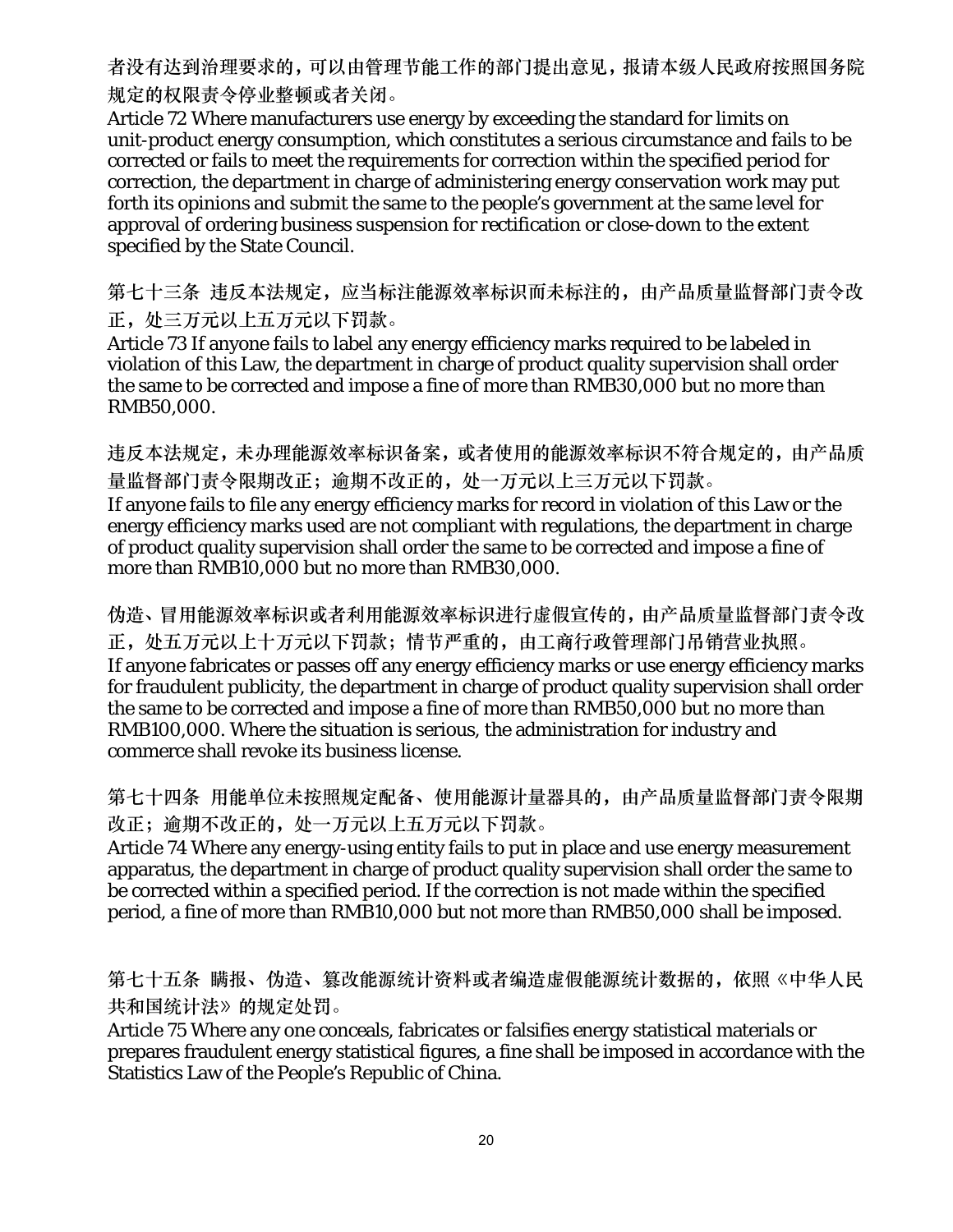者没有达到治理要求的，可以由管理节能工作的部门提出意见，报请本级人民政府按照国务院规定的权限责令停业整顿或者关闭。

Article 72 Where manufacturers use energy by exceeding the standard for limits on unit-product energy consumption, which constitutes a serious circumstance and fails to be corrected or fails to meet the requirements for correction within the specified period for correction, the department in charge of administering energy conservation work may put forth its opinions and submit the same to the people's government at the same level for approval of ordering business suspension for rectification or close-down to the extent specified by the State Council.

第七十三条 违反本法规定，应当标注能源效率标识而未标注的，由产品质量监督部门责令改正，处三万元以上五万元以下罚款。

Article 73 If anyone fails to label any energy efficiency marks required to be labeled in violation of this Law, the department in charge of product quality supervision shall order the same to be corrected and impose a fine of more than RMB30,000 but no more than RMB50,000.

违反本法规定，未办理能源效率标识备案，或者使用的能源效率标识不符合规定的，由产品质量监督部门责令限期改正；逾期不改正的，处一万元以上三万元以下罚款。

If anyone fails to file any energy efficiency marks for record in violation of this Law or the energy efficiency marks used are not compliant with regulations, the department in charge of product quality supervision shall order the same to be corrected and impose a fine of more than RMB10,000 but no more than RMB30,000.

伪造、冒用能源效率标识或者利用能源效率标识进行虚假宣传的，由产品质量监督部门责令改正，处五万元以上十万元以下罚款；情节严重的，由工商行政管理部门吊销营业执照。

If anyone fabricates or passes off any energy efficiency marks or use energy efficiency marks for fraudulent publicity, the department in charge of product quality supervision shall order the same to be corrected and impose a fine of more than RMB50,000 but no more than RMB100,000. Where the situation is serious, the administration for industry and commerce shall revoke its business license.

第七十四条 用能单位未按照规定配备、使用能源计量器具的，由产品质量监督部门责令限期改正；逾期不改正的，处一万元以上五万元以下罚款。

Article 74 Where any energy-using entity fails to put in place and use energy measurement apparatus, the department in charge of product quality supervision shall order the same to be corrected within a specified period. If the correction is not made within the specified period, a fine of more than RMB10,000 but not more than RMB50,000 shall be imposed.

第七十五条 瞒报、伪造、篡改能源统计资料或者编造虚假能源统计数据的，依照《中华人民共和国统计法》的规定处罚。

Article 75 Where any one conceals, fabricates or falsifies energy statistical materials or prepares fraudulent energy statistical figures, a fine shall be imposed in accordance with the Statistics Law of the People's Republic of China.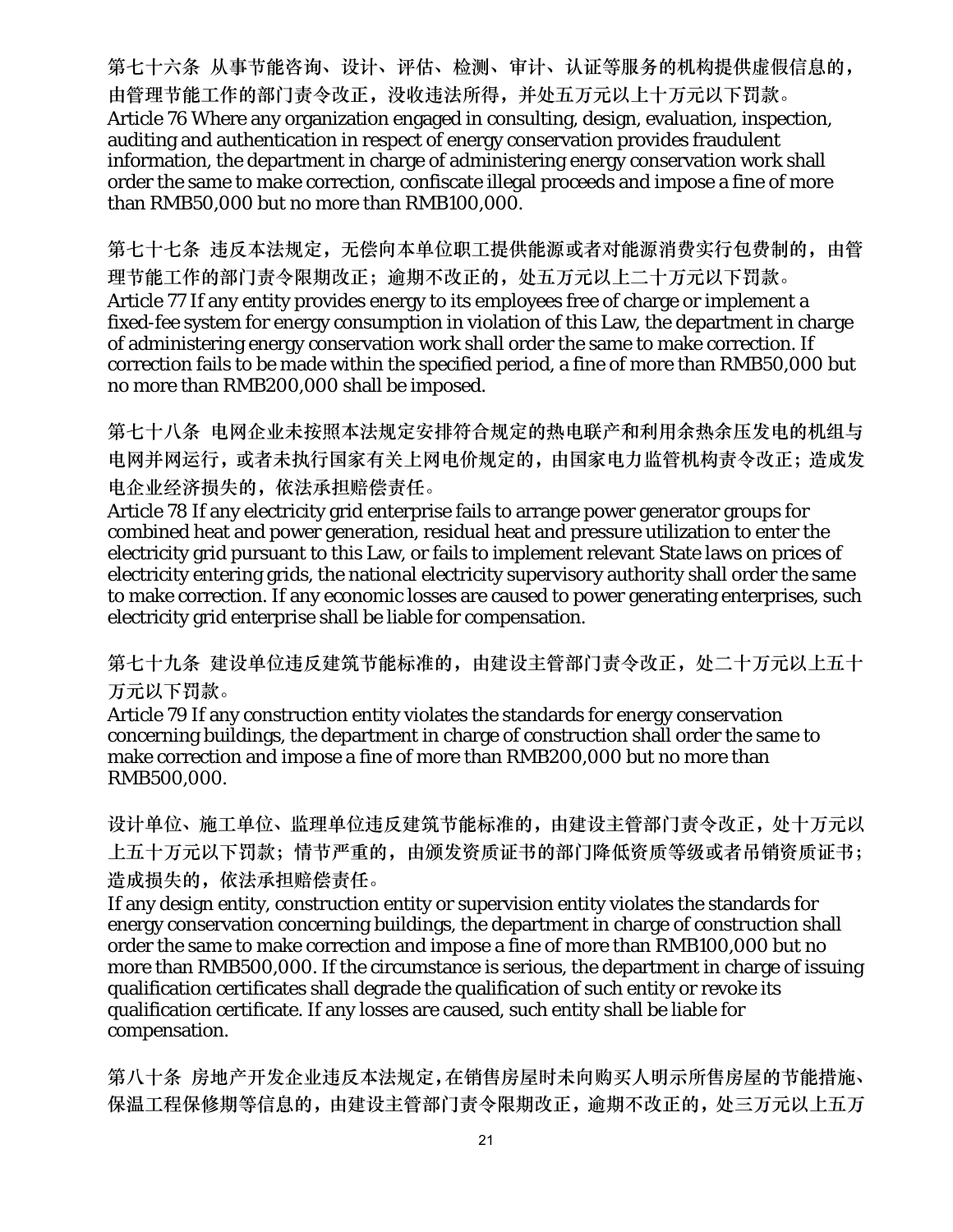第七十六条 从事节能咨询、设计、评估、检测、审计、认证等服务的机构提供虚假信息的，由管理节能工作的部门责令改正，没收违法所得，并处五万元以上十万元以下罚款。
Article 76 Where any organization engaged in consulting, design, evaluation, inspection, auditing and authentication in respect of energy conservation provides fraudulent information, the department in charge of administering energy conservation work shall order the same to make correction, confiscate illegal proceeds and impose a fine of more than RMB50,000 but no more than RMB100,000.

第七十七条 违反本法规定，无偿向本单位职工提供能源或者对能源消费实行包费制的，由管理节能工作的部门责令限期改正；逾期不改正的，处五万元以上二十万元以下罚款。
Article 77 If any entity provides energy to its employees free of charge or implement a fixed-fee system for energy consumption in violation of this Law, the department in charge of administering energy conservation work shall order the same to make correction. If correction fails to be made within the specified period, a fine of more than RMB50,000 but no more than RMB200,000 shall be imposed.

第七十八条 电网企业未按照本法规定安排符合规定的热电联产和利用余热余压发电的机组与电网并网运行，或者未执行国家有关上网电价规定的，由国家电力监管机构责令改正；造成发电企业经济损失的，依法承担赔偿责任。
Article 78 If any electricity grid enterprise fails to arrange power generator groups for combined heat and power generation, residual heat and pressure utilization to enter the electricity grid pursuant to this Law, or fails to implement relevant State laws on prices of electricity entering grids, the national electricity supervisory authority shall order the same to make correction. If any economic losses are caused to power generating enterprises, such electricity grid enterprise shall be liable for compensation.

第七十九条 建设单位违反建筑节能标准的，由建设主管部门责令改正，处二十万元以上五十万元以下罚款。
Article 79 If any construction entity violates the standards for energy conservation concerning buildings, the department in charge of construction shall order the same to make correction and impose a fine of more than RMB200,000 but no more than RMB500,000.

设计单位、施工单位、监理单位违反建筑节能标准的，由建设主管部门责令改正，处十万元以上五十万元以下罚款；情节严重的，由颁发资质证书的部门降低资质等级或者吊销资质证书；造成损失的，依法承担赔偿责任。
If any design entity, construction entity or supervision entity violates the standards for energy conservation concerning buildings, the department in charge of construction shall order the same to make correction and impose a fine of more than RMB100,000 but no more than RMB500,000. If the circumstance is serious, the department in charge of issuing qualification certificates shall degrade the qualification of such entity or revoke its qualification certificate. If any losses are caused, such entity shall be liable for compensation.

第八十条 房地产开发企业违反本法规定，在销售房屋时未向购买人明示所售房屋的节能措施、保温工程保修期等信息的，由建设主管部门责令限期改正，逾期不改正的，处三万元以上五万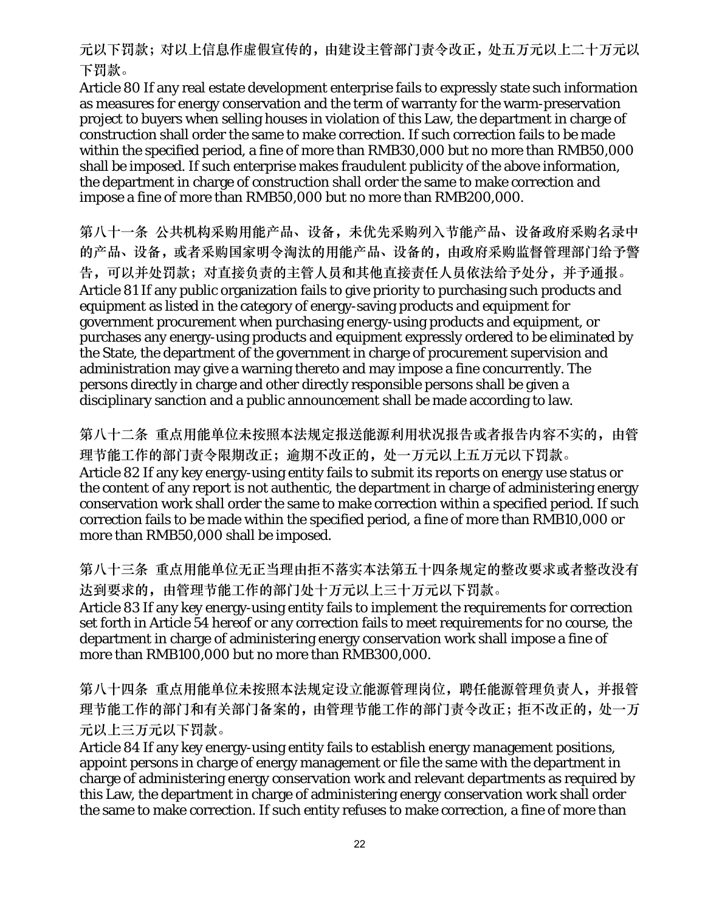元以下罚款；对以上信息作虚假宣传的，由建设主管部门责令改正，处五万元以上二十万元以下罚款。

Article 80 If any real estate development enterprise fails to expressly state such information as measures for energy conservation and the term of warranty for the warm-preservation project to buyers when selling houses in violation of this Law, the department in charge of construction shall order the same to make correction. If such correction fails to be made within the specified period, a fine of more than RMB30,000 but no more than RMB50,000 shall be imposed. If such enterprise makes fraudulent publicity of the above information, the department in charge of construction shall order the same to make correction and impose a fine of more than RMB50,000 but no more than RMB200,000.

第八十一条 公共机构采购用能产品、设备，未优先采购列入节能产品、设备政府采购名录中的产品、设备，或者采购国家明令淘汰的用能产品、设备的，由政府采购监督管理部门给予警告，可以并处罚款；对直接负责的主管人员和其他直接责任人员依法给予处分，并予通报。

Article 81 If any public organization fails to give priority to purchasing such products and equipment as listed in the category of energy-saving products and equipment for government procurement when purchasing energy-using products and equipment, or purchases any energy-using products and equipment expressly ordered to be eliminated by the State, the department of the government in charge of procurement supervision and administration may give a warning thereto and may impose a fine concurrently. The persons directly in charge and other directly responsible persons shall be given a disciplinary sanction and a public announcement shall be made according to law.

第八十二条 重点用能单位未按照本法规定报送能源利用状况报告或者报告内容不实的，由管理节能工作的部门责令限期改正；逾期不改正的，处一万元以上五万元以下罚款。

Article 82 If any key energy-using entity fails to submit its reports on energy use status or the content of any report is not authentic, the department in charge of administering energy conservation work shall order the same to make correction within a specified period. If such correction fails to be made within the specified period, a fine of more than RMB10,000 or more than RMB50,000 shall be imposed.

第八十三条 重点用能单位无正当理由拒不落实本法第五十四条规定的整改要求或者整改没有达到要求的，由管理节能工作的部门处十万元以上三十万元以下罚款。

Article 83 If any key energy-using entity fails to implement the requirements for correction set forth in Article 54 hereof or any correction fails to meet requirements for no course, the department in charge of administering energy conservation work shall impose a fine of more than RMB100,000 but no more than RMB300,000.

第八十四条 重点用能单位未按照本法规定设立能源管理岗位，聘任能源管理负责人，并报管理节能工作的部门和有关部门备案的，由管理节能工作的部门责令改正；拒不改正的，处一万元以上三万元以下罚款。

Article 84 If any key energy-using entity fails to establish energy management positions, appoint persons in charge of energy management or file the same with the department in charge of administering energy conservation work and relevant departments as required by this Law, the department in charge of administering energy conservation work shall order the same to make correction. If such entity refuses to make correction, a fine of more than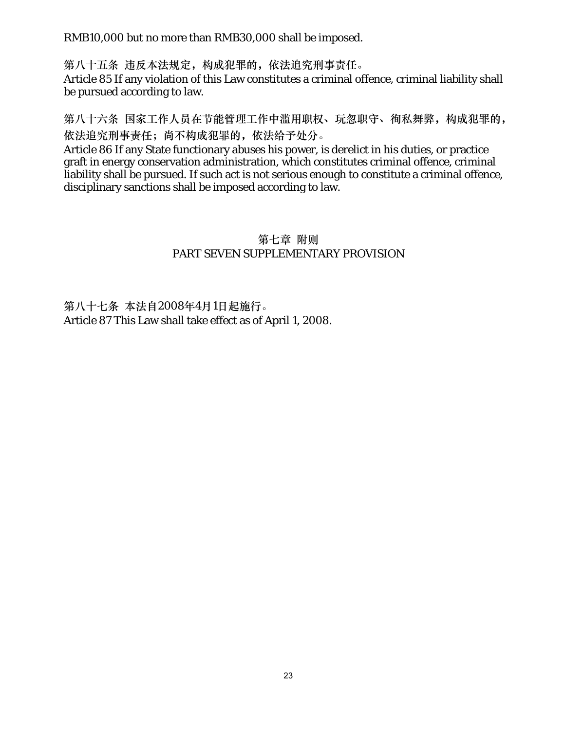RMB10,000 but no more than RMB30,000 shall be imposed.

第八十五条 违反本法规定，构成犯罪的，依法追究刑事责任。
Article 85 If any violation of this Law constitutes a criminal offence, criminal liability shall be pursued according to law.

第八十六条 国家工作人员在节能管理工作中滥用职权、玩忽职守、徇私舞弊，构成犯罪的，依法追究刑事责任；尚不构成犯罪的，依法给予处分。
Article 86 If any State functionary abuses his power, is derelict in his duties, or practice graft in energy conservation administration, which constitutes criminal offence, criminal liability shall be pursued. If such act is not serious enough to constitute a criminal offence, disciplinary sanctions shall be imposed according to law.

## 第七章 附则
## PART SEVEN SUPPLEMENTARY PROVISION

第八十七条 本法自2008年4月1日起施行。
Article 87 This Law shall take effect as of April 1, 2008.